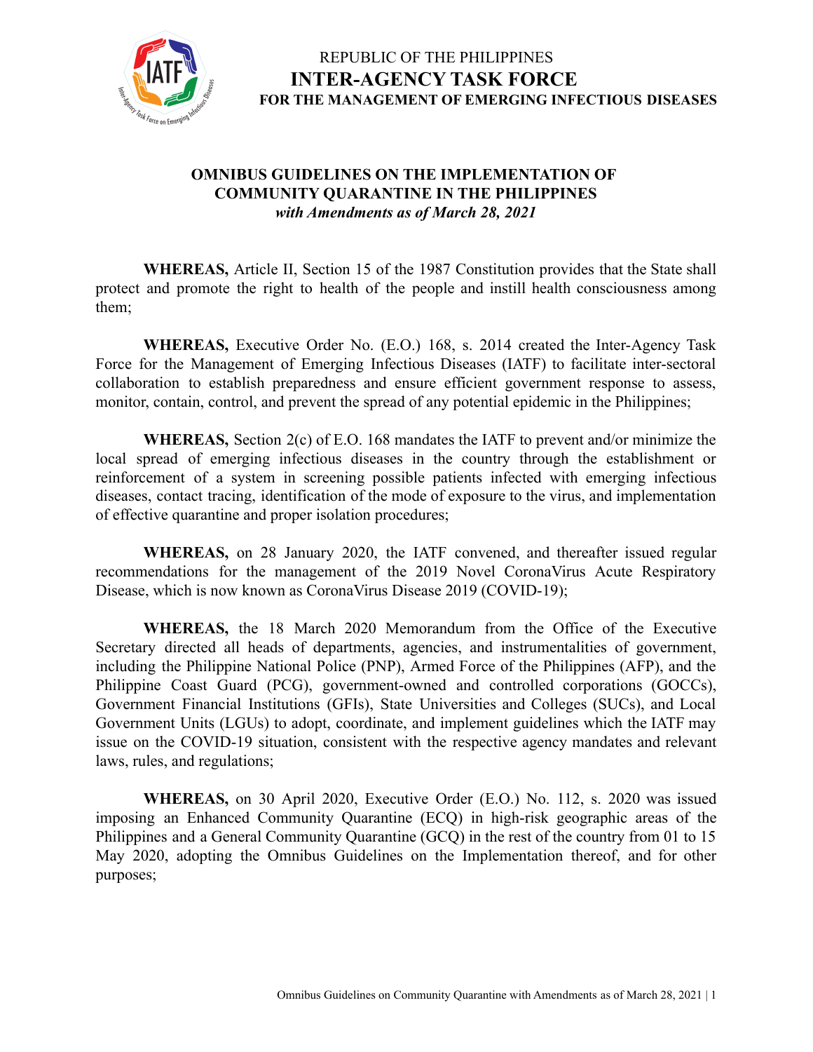REPUBLIC OF THE PHILIPPINES
**INTER-AGENCY TASK FORCE**
**FOR THE MANAGEMENT OF EMERGING INFECTIOUS DISEASES**

# OMNIBUS GUIDELINES ON THE IMPLEMENTATION OF COMMUNITY QUARANTINE IN THE PHILIPPINES
*with Amendments as of March 28, 2021*

**WHEREAS,** Article II, Section 15 of the 1987 Constitution provides that the State shall protect and promote the right to health of the people and instill health consciousness among them;

**WHEREAS,** Executive Order No. (E.O.) 168, s. 2014 created the Inter-Agency Task Force for the Management of Emerging Infectious Diseases (IATF) to facilitate inter-sectoral collaboration to establish preparedness and ensure efficient government response to assess, monitor, contain, control, and prevent the spread of any potential epidemic in the Philippines;

**WHEREAS,** Section 2(c) of E.O. 168 mandates the IATF to prevent and/or minimize the local spread of emerging infectious diseases in the country through the establishment or reinforcement of a system in screening possible patients infected with emerging infectious diseases, contact tracing, identification of the mode of exposure to the virus, and implementation of effective quarantine and proper isolation procedures;

**WHEREAS,** on 28 January 2020, the IATF convened, and thereafter issued regular recommendations for the management of the 2019 Novel CoronaVirus Acute Respiratory Disease, which is now known as CoronaVirus Disease 2019 (COVID-19);

**WHEREAS,** the 18 March 2020 Memorandum from the Office of the Executive Secretary directed all heads of departments, agencies, and instrumentalities of government, including the Philippine National Police (PNP), Armed Force of the Philippines (AFP), and the Philippine Coast Guard (PCG), government-owned and controlled corporations (GOCCs), Government Financial Institutions (GFIs), State Universities and Colleges (SUCs), and Local Government Units (LGUs) to adopt, coordinate, and implement guidelines which the IATF may issue on the COVID-19 situation, consistent with the respective agency mandates and relevant laws, rules, and regulations;

**WHEREAS,** on 30 April 2020, Executive Order (E.O.) No. 112, s. 2020 was issued imposing an Enhanced Community Quarantine (ECQ) in high-risk geographic areas of the Philippines and a General Community Quarantine (GCQ) in the rest of the country from 01 to 15 May 2020, adopting the Omnibus Guidelines on the Implementation thereof, and for other purposes;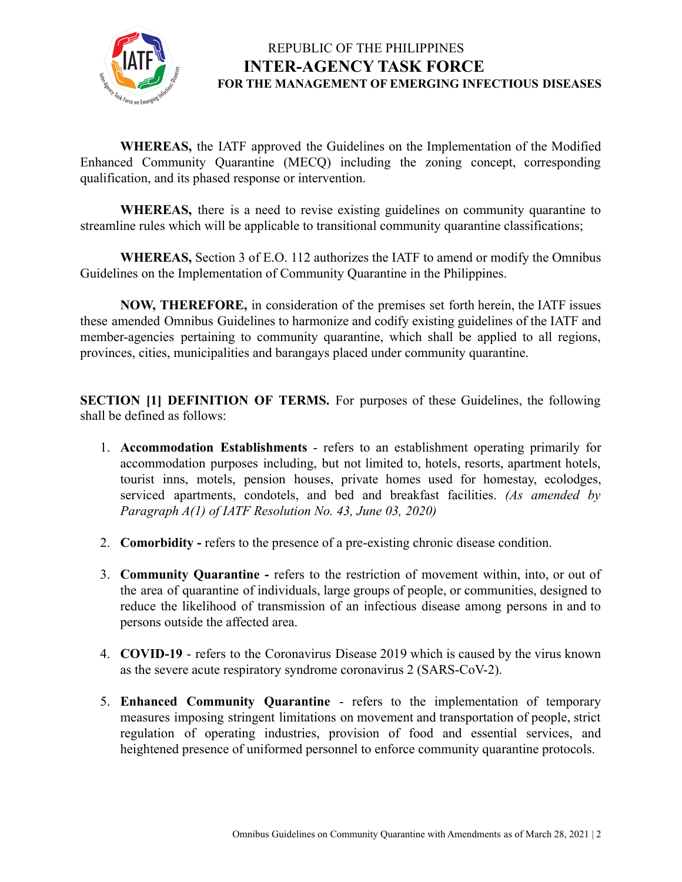**WHEREAS,** the IATF approved the Guidelines on the Implementation of the Modified Enhanced Community Quarantine (MECQ) including the zoning concept, corresponding qualification, and its phased response or intervention.

**WHEREAS,** there is a need to revise existing guidelines on community quarantine to streamline rules which will be applicable to transitional community quarantine classifications;

**WHEREAS,** Section 3 of E.O. 112 authorizes the IATF to amend or modify the Omnibus Guidelines on the Implementation of Community Quarantine in the Philippines.

**NOW, THEREFORE,** in consideration of the premises set forth herein, the IATF issues these amended Omnibus Guidelines to harmonize and codify existing guidelines of the IATF and member-agencies pertaining to community quarantine, which shall be applied to all regions, provinces, cities, municipalities and barangays placed under community quarantine.

**SECTION [1] DEFINITION OF TERMS.** For purposes of these Guidelines, the following shall be defined as follows:

1. **Accommodation Establishments** - refers to an establishment operating primarily for accommodation purposes including, but not limited to, hotels, resorts, apartment hotels, tourist inns, motels, pension houses, private homes used for homestay, ecolodges, serviced apartments, condotels, and bed and breakfast facilities. *(As amended by Paragraph A(1) of IATF Resolution No. 43, June 03, 2020)*

2. **Comorbidity -** refers to the presence of a pre-existing chronic disease condition.

3. **Community Quarantine -** refers to the restriction of movement within, into, or out of the area of quarantine of individuals, large groups of people, or communities, designed to reduce the likelihood of transmission of an infectious disease among persons in and to persons outside the affected area.

4. **COVID-19** - refers to the Coronavirus Disease 2019 which is caused by the virus known as the severe acute respiratory syndrome coronavirus 2 (SARS-CoV-2).

5. **Enhanced Community Quarantine** - refers to the implementation of temporary measures imposing stringent limitations on movement and transportation of people, strict regulation of operating industries, provision of food and essential services, and heightened presence of uniformed personnel to enforce community quarantine protocols.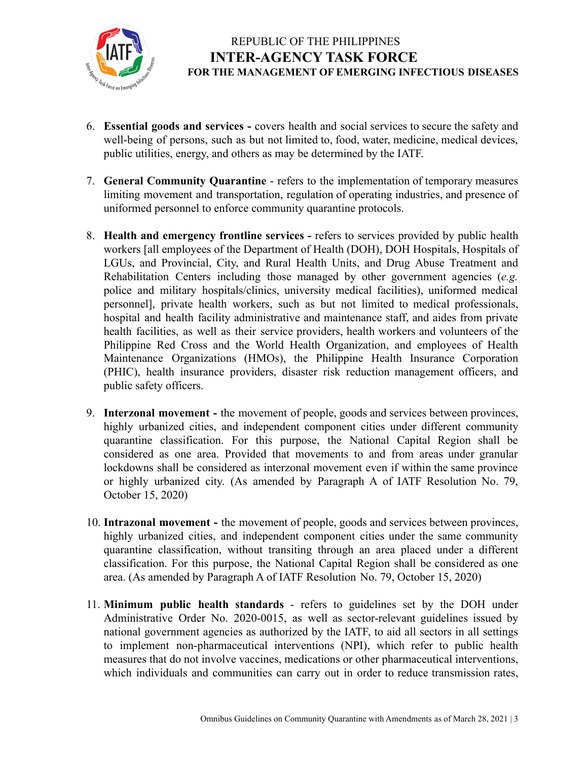6. **Essential goods and services -** covers health and social services to secure the safety and well-being of persons, such as but not limited to, food, water, medicine, medical devices, public utilities, energy, and others as may be determined by the IATF.

7. **General Community Quarantine** - refers to the implementation of temporary measures limiting movement and transportation, regulation of operating industries, and presence of uniformed personnel to enforce community quarantine protocols.

8. **Health and emergency frontline services -** refers to services provided by public health workers [all employees of the Department of Health (DOH), DOH Hospitals, Hospitals of LGUs, and Provincial, City, and Rural Health Units, and Drug Abuse Treatment and Rehabilitation Centers including those managed by other government agencies (*e.g.* police and military hospitals/clinics, university medical facilities), uniformed medical personnel], private health workers, such as but not limited to medical professionals, hospital and health facility administrative and maintenance staff, and aides from private health facilities, as well as their service providers, health workers and volunteers of the Philippine Red Cross and the World Health Organization, and employees of Health Maintenance Organizations (HMOs), the Philippine Health Insurance Corporation (PHIC), health insurance providers, disaster risk reduction management officers, and public safety officers.

9. **Interzonal movement -** the movement of people, goods and services between provinces, highly urbanized cities, and independent component cities under different community quarantine classification. For this purpose, the National Capital Region shall be considered as one area. Provided that movements to and from areas under granular lockdowns shall be considered as interzonal movement even if within the same province or highly urbanized city. (As amended by Paragraph A of IATF Resolution No. 79, October 15, 2020)

10. **Intrazonal movement -** the movement of people, goods and services between provinces, highly urbanized cities, and independent component cities under the same community quarantine classification, without transiting through an area placed under a different classification. For this purpose, the National Capital Region shall be considered as one area. (As amended by Paragraph A of IATF Resolution No. 79, October 15, 2020)

11. **Minimum public health standards** - refers to guidelines set by the DOH under Administrative Order No. 2020-0015, as well as sector-relevant guidelines issued by national government agencies as authorized by the IATF, to aid all sectors in all settings to implement non-pharmaceutical interventions (NPI), which refer to public health measures that do not involve vaccines, medications or other pharmaceutical interventions, which individuals and communities can carry out in order to reduce transmission rates,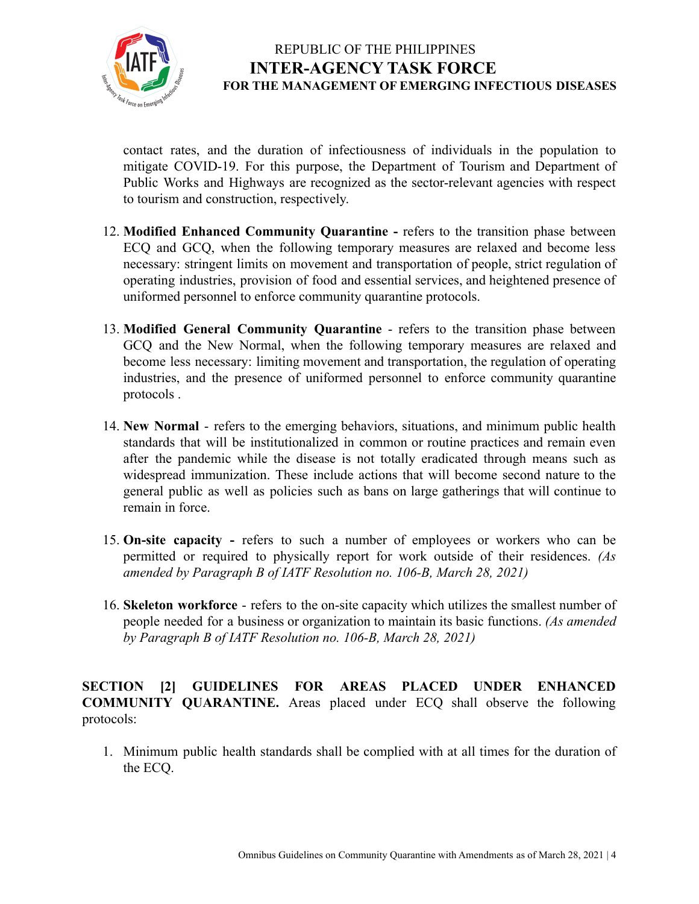contact rates, and the duration of infectiousness of individuals in the population to mitigate COVID-19. For this purpose, the Department of Tourism and Department of Public Works and Highways are recognized as the sector-relevant agencies with respect to tourism and construction, respectively.

12. **Modified Enhanced Community Quarantine -** refers to the transition phase between ECQ and GCQ, when the following temporary measures are relaxed and become less necessary: stringent limits on movement and transportation of people, strict regulation of operating industries, provision of food and essential services, and heightened presence of uniformed personnel to enforce community quarantine protocols.

13. **Modified General Community Quarantine** - refers to the transition phase between GCQ and the New Normal, when the following temporary measures are relaxed and become less necessary: limiting movement and transportation, the regulation of operating industries, and the presence of uniformed personnel to enforce community quarantine protocols .

14. **New Normal** - refers to the emerging behaviors, situations, and minimum public health standards that will be institutionalized in common or routine practices and remain even after the pandemic while the disease is not totally eradicated through means such as widespread immunization. These include actions that will become second nature to the general public as well as policies such as bans on large gatherings that will continue to remain in force.

15. **On-site capacity -** refers to such a number of employees or workers who can be permitted or required to physically report for work outside of their residences. *(As amended by Paragraph B of IATF Resolution no. 106-B, March 28, 2021)*

16. **Skeleton workforce** - refers to the on-site capacity which utilizes the smallest number of people needed for a business or organization to maintain its basic functions. *(As amended by Paragraph B of IATF Resolution no. 106-B, March 28, 2021)*

**SECTION [2] GUIDELINES FOR AREAS PLACED UNDER ENHANCED COMMUNITY QUARANTINE.** Areas placed under ECQ shall observe the following protocols:

1. Minimum public health standards shall be complied with at all times for the duration of the ECQ.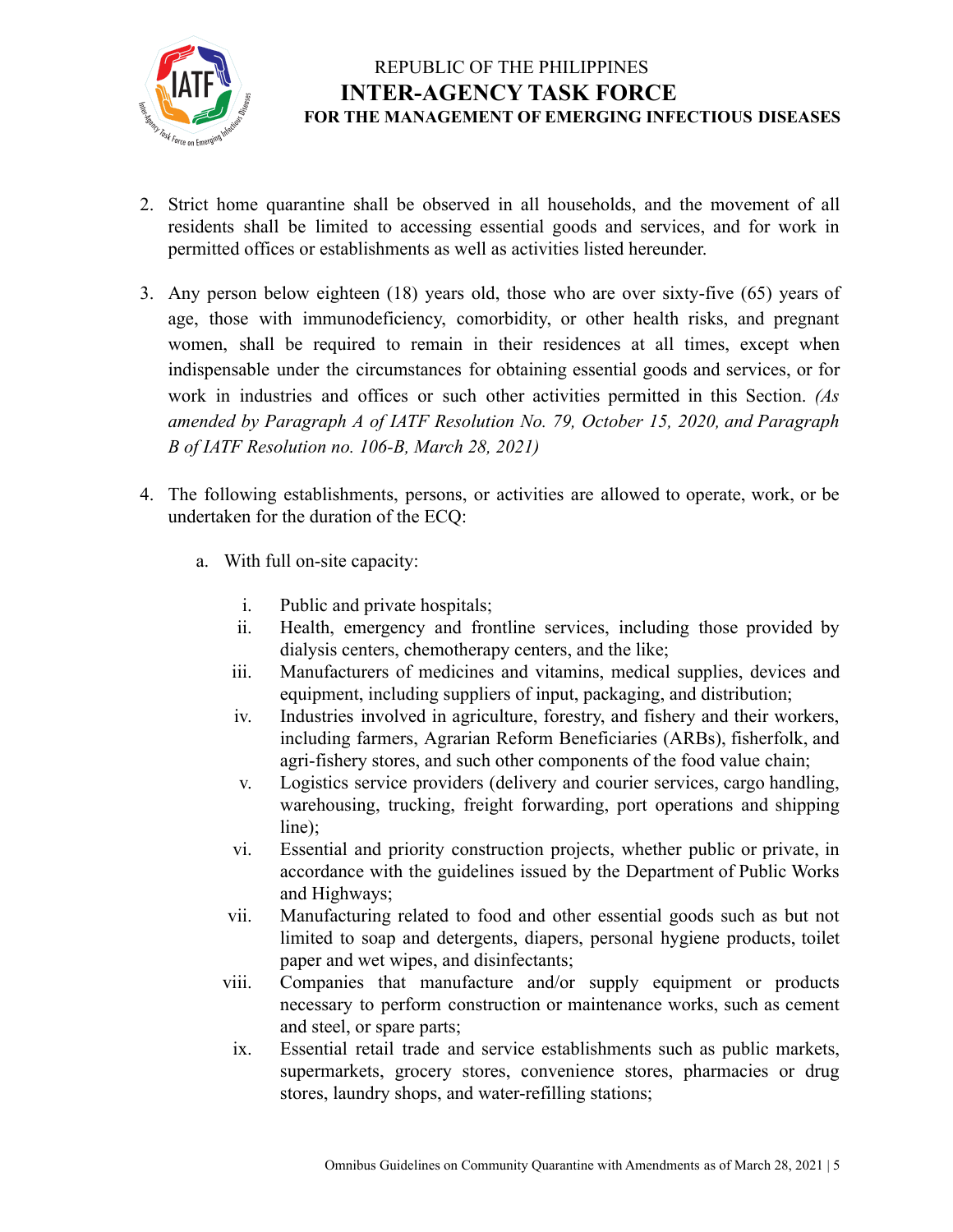2. Strict home quarantine shall be observed in all households, and the movement of all residents shall be limited to accessing essential goods and services, and for work in permitted offices or establishments as well as activities listed hereunder.

3. Any person below eighteen (18) years old, those who are over sixty-five (65) years of age, those with immunodeficiency, comorbidity, or other health risks, and pregnant women, shall be required to remain in their residences at all times, except when indispensable under the circumstances for obtaining essential goods and services, or for work in industries and offices or such other activities permitted in this Section. *(As amended by Paragraph A of IATF Resolution No. 79, October 15, 2020, and Paragraph B of IATF Resolution no. 106-B, March 28, 2021)*

4. The following establishments, persons, or activities are allowed to operate, work, or be undertaken for the duration of the ECQ:

   a. With full on-site capacity:

      i. Public and private hospitals;
      ii. Health, emergency and frontline services, including those provided by dialysis centers, chemotherapy centers, and the like;
      iii. Manufacturers of medicines and vitamins, medical supplies, devices and equipment, including suppliers of input, packaging, and distribution;
      iv. Industries involved in agriculture, forestry, and fishery and their workers, including farmers, Agrarian Reform Beneficiaries (ARBs), fisherfolk, and agri-fishery stores, and such other components of the food value chain;
      v. Logistics service providers (delivery and courier services, cargo handling, warehousing, trucking, freight forwarding, port operations and shipping line);
      vi. Essential and priority construction projects, whether public or private, in accordance with the guidelines issued by the Department of Public Works and Highways;
      vii. Manufacturing related to food and other essential goods such as but not limited to soap and detergents, diapers, personal hygiene products, toilet paper and wet wipes, and disinfectants;
      viii. Companies that manufacture and/or supply equipment or products necessary to perform construction or maintenance works, such as cement and steel, or spare parts;
      ix. Essential retail trade and service establishments such as public markets, supermarkets, grocery stores, convenience stores, pharmacies or drug stores, laundry shops, and water-refilling stations;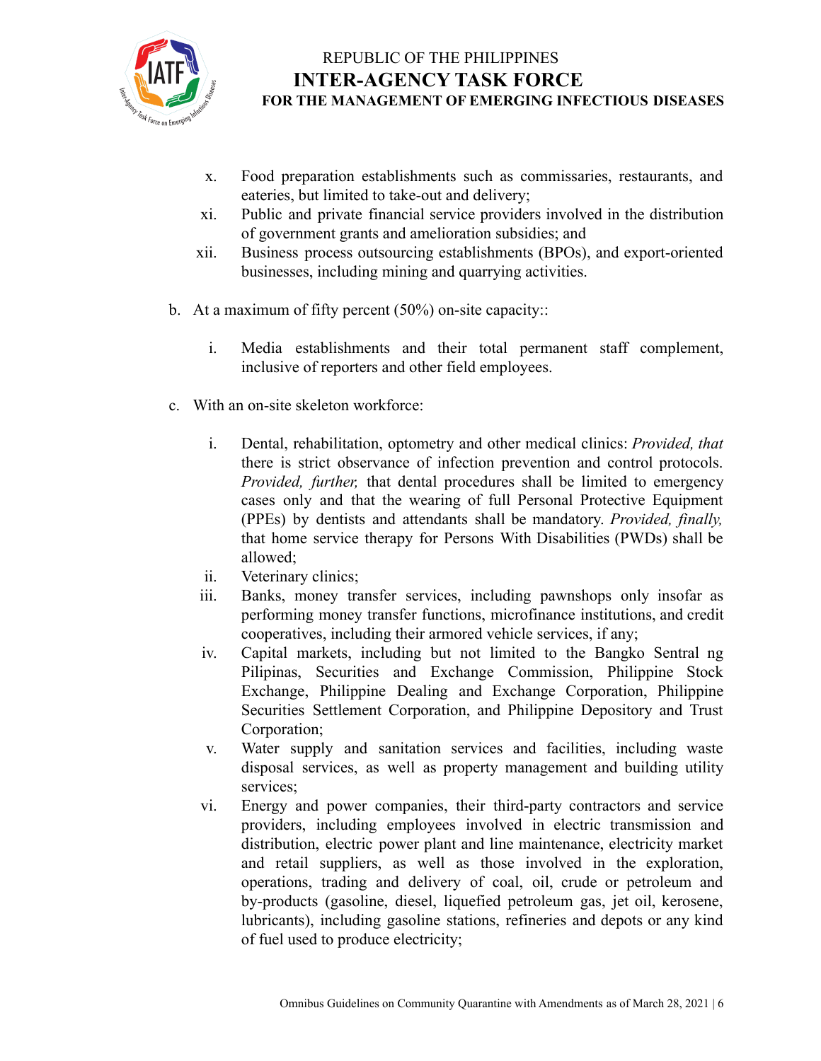x. Food preparation establishments such as commissaries, restaurants, and eateries, but limited to take-out and delivery;
xi. Public and private financial service providers involved in the distribution of government grants and amelioration subsidies; and
xii. Business process outsourcing establishments (BPOs), and export-oriented businesses, including mining and quarrying activities.

b. At a maximum of fifty percent (50%) on-site capacity::

   i. Media establishments and their total permanent staff complement, inclusive of reporters and other field employees.

c. With an on-site skeleton workforce:

   i. Dental, rehabilitation, optometry and other medical clinics: *Provided, that* there is strict observance of infection prevention and control protocols. *Provided, further,* that dental procedures shall be limited to emergency cases only and that the wearing of full Personal Protective Equipment (PPEs) by dentists and attendants shall be mandatory. *Provided, finally,* that home service therapy for Persons With Disabilities (PWDs) shall be allowed;
   ii. Veterinary clinics;
   iii. Banks, money transfer services, including pawnshops only insofar as performing money transfer functions, microfinance institutions, and credit cooperatives, including their armored vehicle services, if any;
   iv. Capital markets, including but not limited to the Bangko Sentral ng Pilipinas, Securities and Exchange Commission, Philippine Stock Exchange, Philippine Dealing and Exchange Corporation, Philippine Securities Settlement Corporation, and Philippine Depository and Trust Corporation;
   v. Water supply and sanitation services and facilities, including waste disposal services, as well as property management and building utility services;
   vi. Energy and power companies, their third-party contractors and service providers, including employees involved in electric transmission and distribution, electric power plant and line maintenance, electricity market and retail suppliers, as well as those involved in the exploration, operations, trading and delivery of coal, oil, crude or petroleum and by-products (gasoline, diesel, liquefied petroleum gas, jet oil, kerosene, lubricants), including gasoline stations, refineries and depots or any kind of fuel used to produce electricity;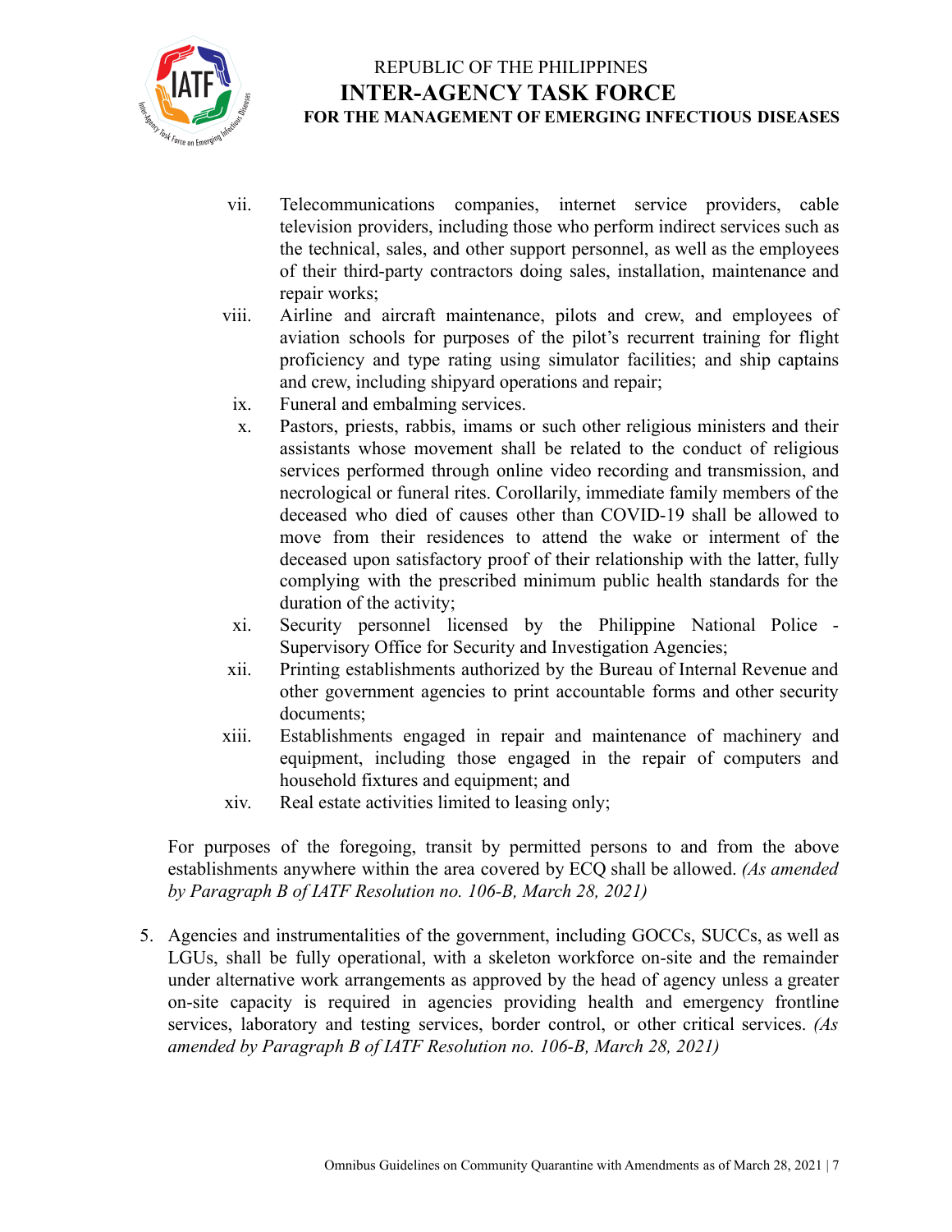vii. Telecommunications companies, internet service providers, cable television providers, including those who perform indirect services such as the technical, sales, and other support personnel, as well as the employees of their third-party contractors doing sales, installation, maintenance and repair works;

viii. Airline and aircraft maintenance, pilots and crew, and employees of aviation schools for purposes of the pilot's recurrent training for flight proficiency and type rating using simulator facilities; and ship captains and crew, including shipyard operations and repair;

ix. Funeral and embalming services.

x. Pastors, priests, rabbis, imams or such other religious ministers and their assistants whose movement shall be related to the conduct of religious services performed through online video recording and transmission, and necrological or funeral rites. Corollarily, immediate family members of the deceased who died of causes other than COVID-19 shall be allowed to move from their residences to attend the wake or interment of the deceased upon satisfactory proof of their relationship with the latter, fully complying with the prescribed minimum public health standards for the duration of the activity;

xi. Security personnel licensed by the Philippine National Police - Supervisory Office for Security and Investigation Agencies;

xii. Printing establishments authorized by the Bureau of Internal Revenue and other government agencies to print accountable forms and other security documents;

xiii. Establishments engaged in repair and maintenance of machinery and equipment, including those engaged in the repair of computers and household fixtures and equipment; and

xiv. Real estate activities limited to leasing only;

For purposes of the foregoing, transit by permitted persons to and from the above establishments anywhere within the area covered by ECQ shall be allowed. *(As amended by Paragraph B of IATF Resolution no. 106-B, March 28, 2021)*

5. Agencies and instrumentalities of the government, including GOCCs, SUCCs, as well as LGUs, shall be fully operational, with a skeleton workforce on-site and the remainder under alternative work arrangements as approved by the head of agency unless a greater on-site capacity is required in agencies providing health and emergency frontline services, laboratory and testing services, border control, or other critical services. *(As amended by Paragraph B of IATF Resolution no. 106-B, March 28, 2021)*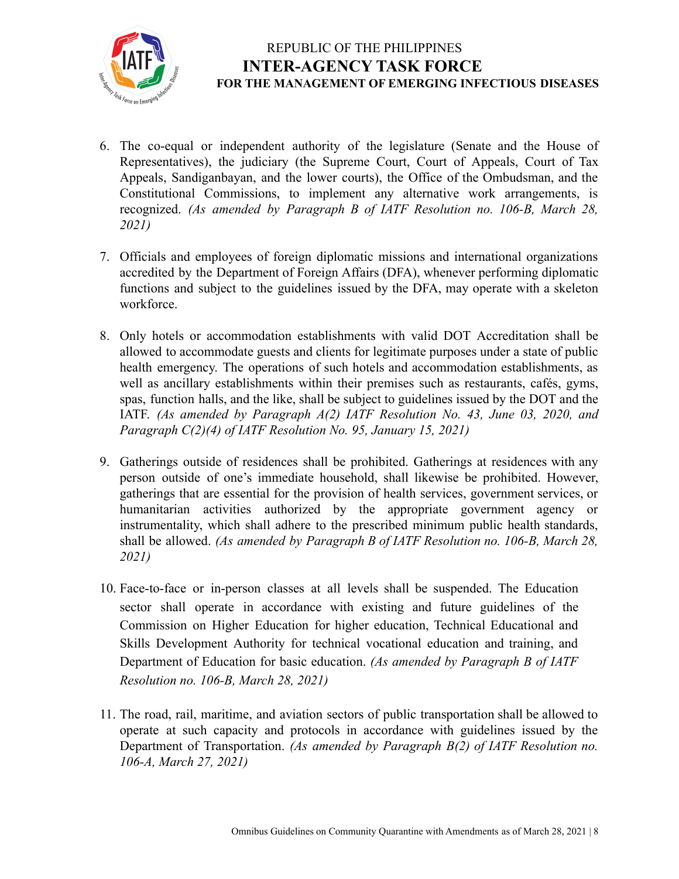6. The co-equal or independent authority of the legislature (Senate and the House of Representatives), the judiciary (the Supreme Court, Court of Appeals, Court of Tax Appeals, Sandiganbayan, and the lower courts), the Office of the Ombudsman, and the Constitutional Commissions, to implement any alternative work arrangements, is recognized. *(As amended by Paragraph B of IATF Resolution no. 106-B, March 28, 2021)*

7. Officials and employees of foreign diplomatic missions and international organizations accredited by the Department of Foreign Affairs (DFA), whenever performing diplomatic functions and subject to the guidelines issued by the DFA, may operate with a skeleton workforce.

8. Only hotels or accommodation establishments with valid DOT Accreditation shall be allowed to accommodate guests and clients for legitimate purposes under a state of public health emergency. The operations of such hotels and accommodation establishments, as well as ancillary establishments within their premises such as restaurants, cafés, gyms, spas, function halls, and the like, shall be subject to guidelines issued by the DOT and the IATF. *(As amended by Paragraph A(2) IATF Resolution No. 43, June 03, 2020, and Paragraph C(2)(4) of IATF Resolution No. 95, January 15, 2021)*

9. Gatherings outside of residences shall be prohibited. Gatherings at residences with any person outside of one's immediate household, shall likewise be prohibited. However, gatherings that are essential for the provision of health services, government services, or humanitarian activities authorized by the appropriate government agency or instrumentality, which shall adhere to the prescribed minimum public health standards, shall be allowed. *(As amended by Paragraph B of IATF Resolution no. 106-B, March 28, 2021)*

10. Face-to-face or in-person classes at all levels shall be suspended. The Education sector shall operate in accordance with existing and future guidelines of the Commission on Higher Education for higher education, Technical Educational and Skills Development Authority for technical vocational education and training, and Department of Education for basic education. *(As amended by Paragraph B of IATF Resolution no. 106-B, March 28, 2021)*

11. The road, rail, maritime, and aviation sectors of public transportation shall be allowed to operate at such capacity and protocols in accordance with guidelines issued by the Department of Transportation. *(As amended by Paragraph B(2) of IATF Resolution no. 106-A, March 27, 2021)*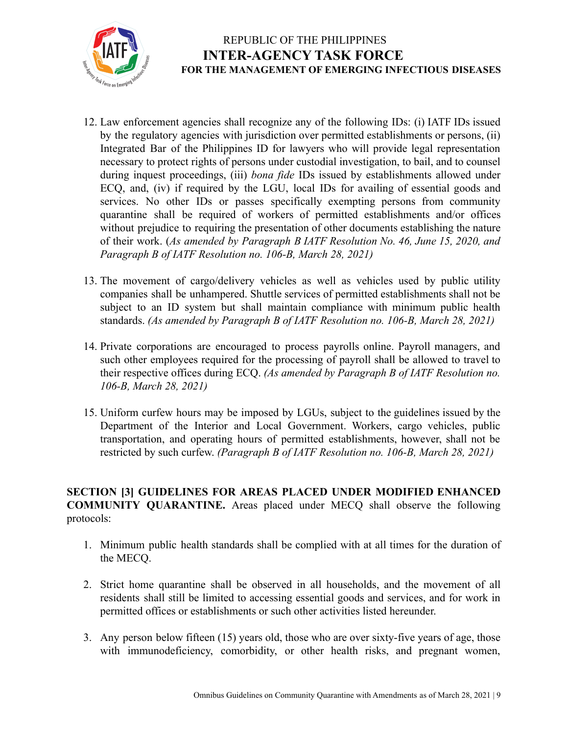12. Law enforcement agencies shall recognize any of the following IDs: (i) IATF IDs issued by the regulatory agencies with jurisdiction over permitted establishments or persons, (ii) Integrated Bar of the Philippines ID for lawyers who will provide legal representation necessary to protect rights of persons under custodial investigation, to bail, and to counsel during inquest proceedings, (iii) *bona fide* IDs issued by establishments allowed under ECQ, and, (iv) if required by the LGU, local IDs for availing of essential goods and services. No other IDs or passes specifically exempting persons from community quarantine shall be required of workers of permitted establishments and/or offices without prejudice to requiring the presentation of other documents establishing the nature of their work. (*As amended by Paragraph B IATF Resolution No. 46, June 15, 2020, and Paragraph B of IATF Resolution no. 106-B, March 28, 2021)*

13. The movement of cargo/delivery vehicles as well as vehicles used by public utility companies shall be unhampered. Shuttle services of permitted establishments shall not be subject to an ID system but shall maintain compliance with minimum public health standards. *(As amended by Paragraph B of IATF Resolution no. 106-B, March 28, 2021)*

14. Private corporations are encouraged to process payrolls online. Payroll managers, and such other employees required for the processing of payroll shall be allowed to travel to their respective offices during ECQ. *(As amended by Paragraph B of IATF Resolution no. 106-B, March 28, 2021)*

15. Uniform curfew hours may be imposed by LGUs, subject to the guidelines issued by the Department of the Interior and Local Government. Workers, cargo vehicles, public transportation, and operating hours of permitted establishments, however, shall not be restricted by such curfew. *(Paragraph B of IATF Resolution no. 106-B, March 28, 2021)*

**SECTION [3] GUIDELINES FOR AREAS PLACED UNDER MODIFIED ENHANCED COMMUNITY QUARANTINE.** Areas placed under MECQ shall observe the following protocols:

1. Minimum public health standards shall be complied with at all times for the duration of the MECQ.

2. Strict home quarantine shall be observed in all households, and the movement of all residents shall still be limited to accessing essential goods and services, and for work in permitted offices or establishments or such other activities listed hereunder.

3. Any person below fifteen (15) years old, those who are over sixty-five years of age, those with immunodeficiency, comorbidity, or other health risks, and pregnant women,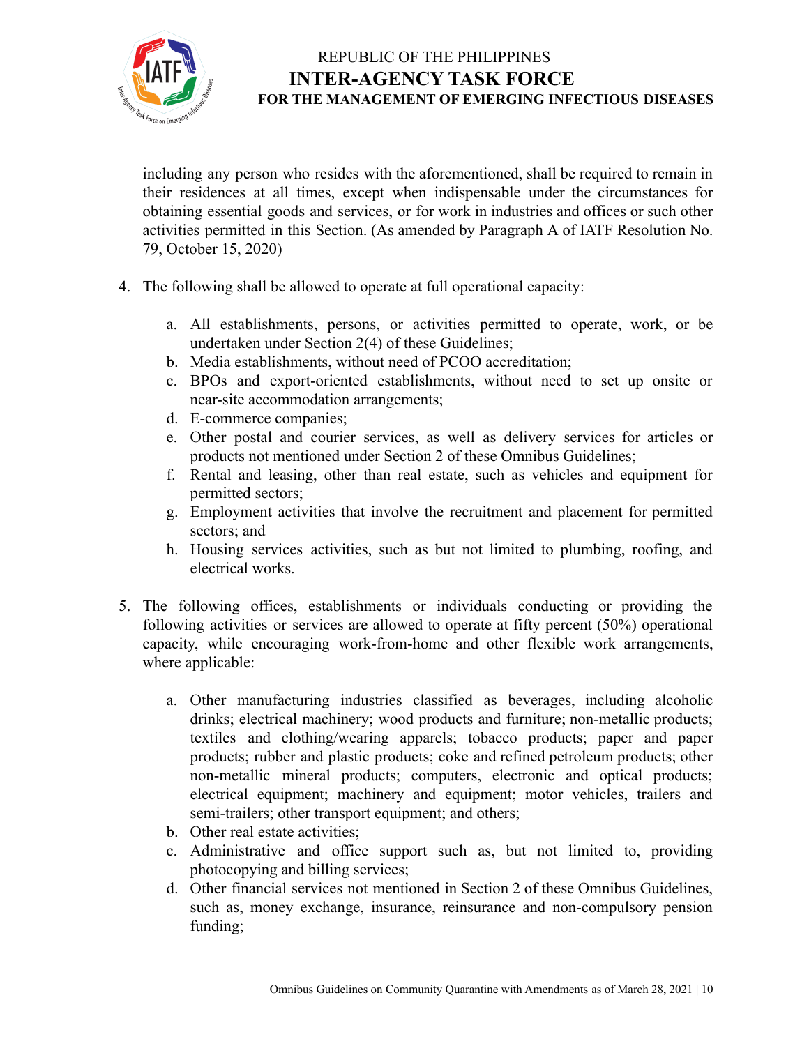including any person who resides with the aforementioned, shall be required to remain in their residences at all times, except when indispensable under the circumstances for obtaining essential goods and services, or for work in industries and offices or such other activities permitted in this Section. (As amended by Paragraph A of IATF Resolution No. 79, October 15, 2020)

4. The following shall be allowed to operate at full operational capacity:

    a. All establishments, persons, or activities permitted to operate, work, or be undertaken under Section 2(4) of these Guidelines;
    b. Media establishments, without need of PCOO accreditation;
    c. BPOs and export-oriented establishments, without need to set up onsite or near-site accommodation arrangements;
    d. E-commerce companies;
    e. Other postal and courier services, as well as delivery services for articles or products not mentioned under Section 2 of these Omnibus Guidelines;
    f. Rental and leasing, other than real estate, such as vehicles and equipment for permitted sectors;
    g. Employment activities that involve the recruitment and placement for permitted sectors; and
    h. Housing services activities, such as but not limited to plumbing, roofing, and electrical works.

5. The following offices, establishments or individuals conducting or providing the following activities or services are allowed to operate at fifty percent (50%) operational capacity, while encouraging work-from-home and other flexible work arrangements, where applicable:

    a. Other manufacturing industries classified as beverages, including alcoholic drinks; electrical machinery; wood products and furniture; non-metallic products; textiles and clothing/wearing apparels; tobacco products; paper and paper products; rubber and plastic products; coke and refined petroleum products; other non-metallic mineral products; computers, electronic and optical products; electrical equipment; machinery and equipment; motor vehicles, trailers and semi-trailers; other transport equipment; and others;
    b. Other real estate activities;
    c. Administrative and office support such as, but not limited to, providing photocopying and billing services;
    d. Other financial services not mentioned in Section 2 of these Omnibus Guidelines, such as, money exchange, insurance, reinsurance and non-compulsory pension funding;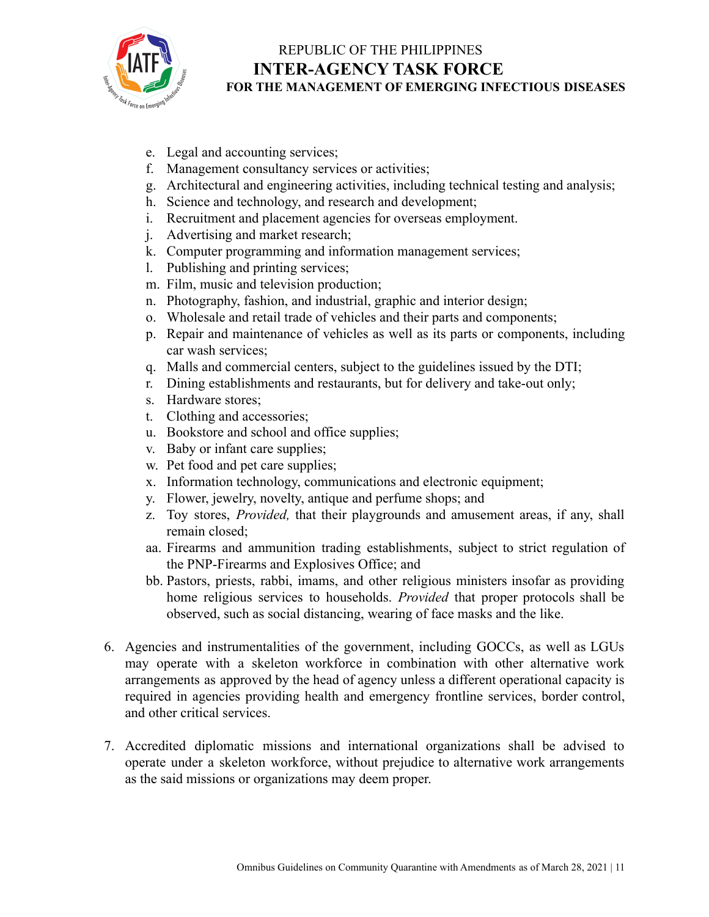e. Legal and accounting services;
f. Management consultancy services or activities;
g. Architectural and engineering activities, including technical testing and analysis;
h. Science and technology, and research and development;
i. Recruitment and placement agencies for overseas employment.
j. Advertising and market research;
k. Computer programming and information management services;
l. Publishing and printing services;
m. Film, music and television production;
n. Photography, fashion, and industrial, graphic and interior design;
o. Wholesale and retail trade of vehicles and their parts and components;
p. Repair and maintenance of vehicles as well as its parts or components, including car wash services;
q. Malls and commercial centers, subject to the guidelines issued by the DTI;
r. Dining establishments and restaurants, but for delivery and take-out only;
s. Hardware stores;
t. Clothing and accessories;
u. Bookstore and school and office supplies;
v. Baby or infant care supplies;
w. Pet food and pet care supplies;
x. Information technology, communications and electronic equipment;
y. Flower, jewelry, novelty, antique and perfume shops; and
z. Toy stores, *Provided,* that their playgrounds and amusement areas, if any, shall remain closed;
aa. Firearms and ammunition trading establishments, subject to strict regulation of the PNP-Firearms and Explosives Office; and
bb. Pastors, priests, rabbi, imams, and other religious ministers insofar as providing home religious services to households. *Provided* that proper protocols shall be observed, such as social distancing, wearing of face masks and the like.

6. Agencies and instrumentalities of the government, including GOCCs, as well as LGUs may operate with a skeleton workforce in combination with other alternative work arrangements as approved by the head of agency unless a different operational capacity is required in agencies providing health and emergency frontline services, border control, and other critical services.

7. Accredited diplomatic missions and international organizations shall be advised to operate under a skeleton workforce, without prejudice to alternative work arrangements as the said missions or organizations may deem proper.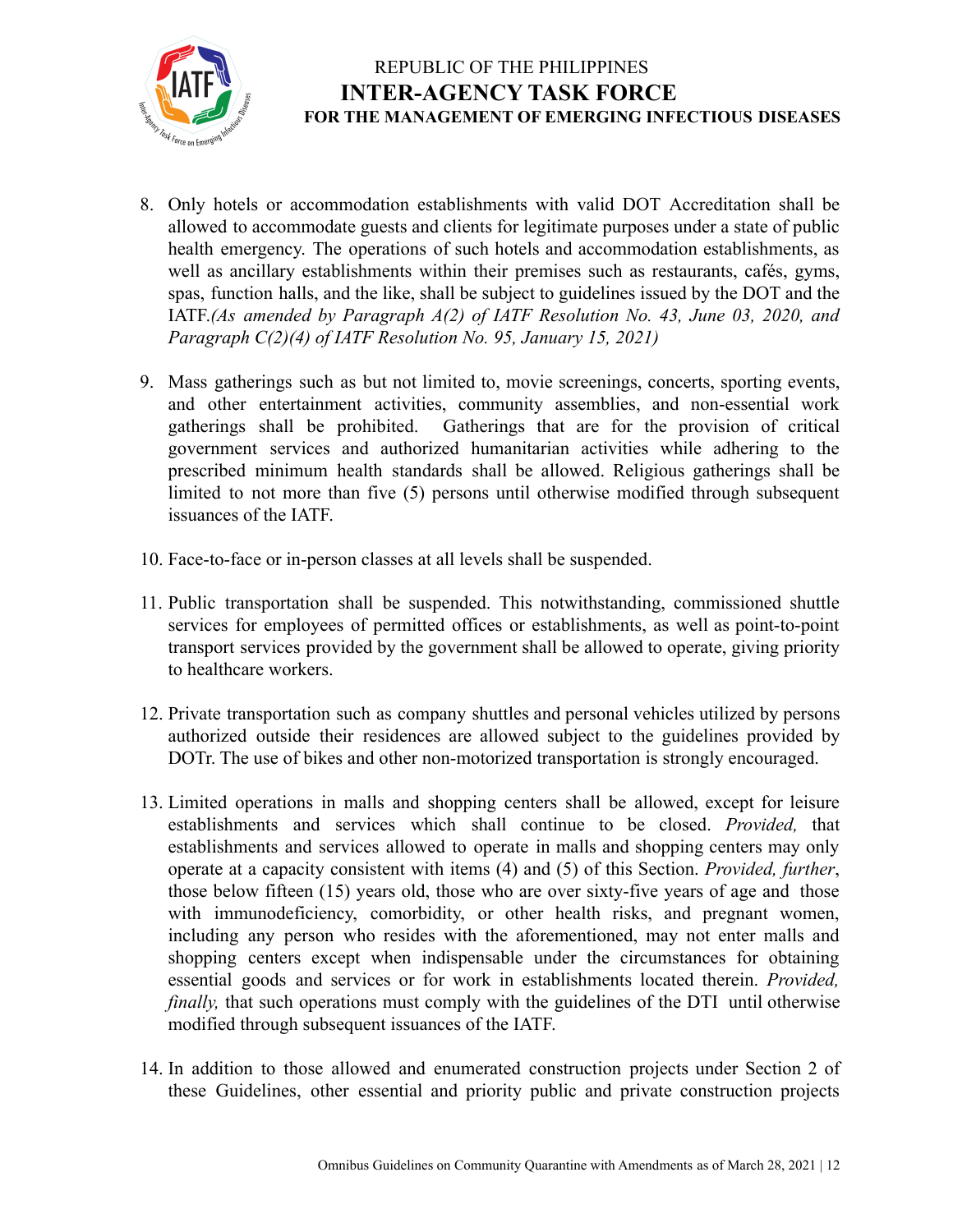8. Only hotels or accommodation establishments with valid DOT Accreditation shall be allowed to accommodate guests and clients for legitimate purposes under a state of public health emergency. The operations of such hotels and accommodation establishments, as well as ancillary establishments within their premises such as restaurants, cafés, gyms, spas, function halls, and the like, shall be subject to guidelines issued by the DOT and the IATF.*(As amended by Paragraph A(2) of IATF Resolution No. 43, June 03, 2020, and Paragraph C(2)(4) of IATF Resolution No. 95, January 15, 2021)*

9. Mass gatherings such as but not limited to, movie screenings, concerts, sporting events, and other entertainment activities, community assemblies, and non-essential work gatherings shall be prohibited. Gatherings that are for the provision of critical government services and authorized humanitarian activities while adhering to the prescribed minimum health standards shall be allowed. Religious gatherings shall be limited to not more than five (5) persons until otherwise modified through subsequent issuances of the IATF.

10. Face-to-face or in-person classes at all levels shall be suspended.

11. Public transportation shall be suspended. This notwithstanding, commissioned shuttle services for employees of permitted offices or establishments, as well as point-to-point transport services provided by the government shall be allowed to operate, giving priority to healthcare workers.

12. Private transportation such as company shuttles and personal vehicles utilized by persons authorized outside their residences are allowed subject to the guidelines provided by DOTr. The use of bikes and other non-motorized transportation is strongly encouraged.

13. Limited operations in malls and shopping centers shall be allowed, except for leisure establishments and services which shall continue to be closed. *Provided,* that establishments and services allowed to operate in malls and shopping centers may only operate at a capacity consistent with items (4) and (5) of this Section. *Provided, further*, those below fifteen (15) years old, those who are over sixty-five years of age and those with immunodeficiency, comorbidity, or other health risks, and pregnant women, including any person who resides with the aforementioned, may not enter malls and shopping centers except when indispensable under the circumstances for obtaining essential goods and services or for work in establishments located therein. *Provided, finally,* that such operations must comply with the guidelines of the DTI until otherwise modified through subsequent issuances of the IATF.

14. In addition to those allowed and enumerated construction projects under Section 2 of these Guidelines, other essential and priority public and private construction projects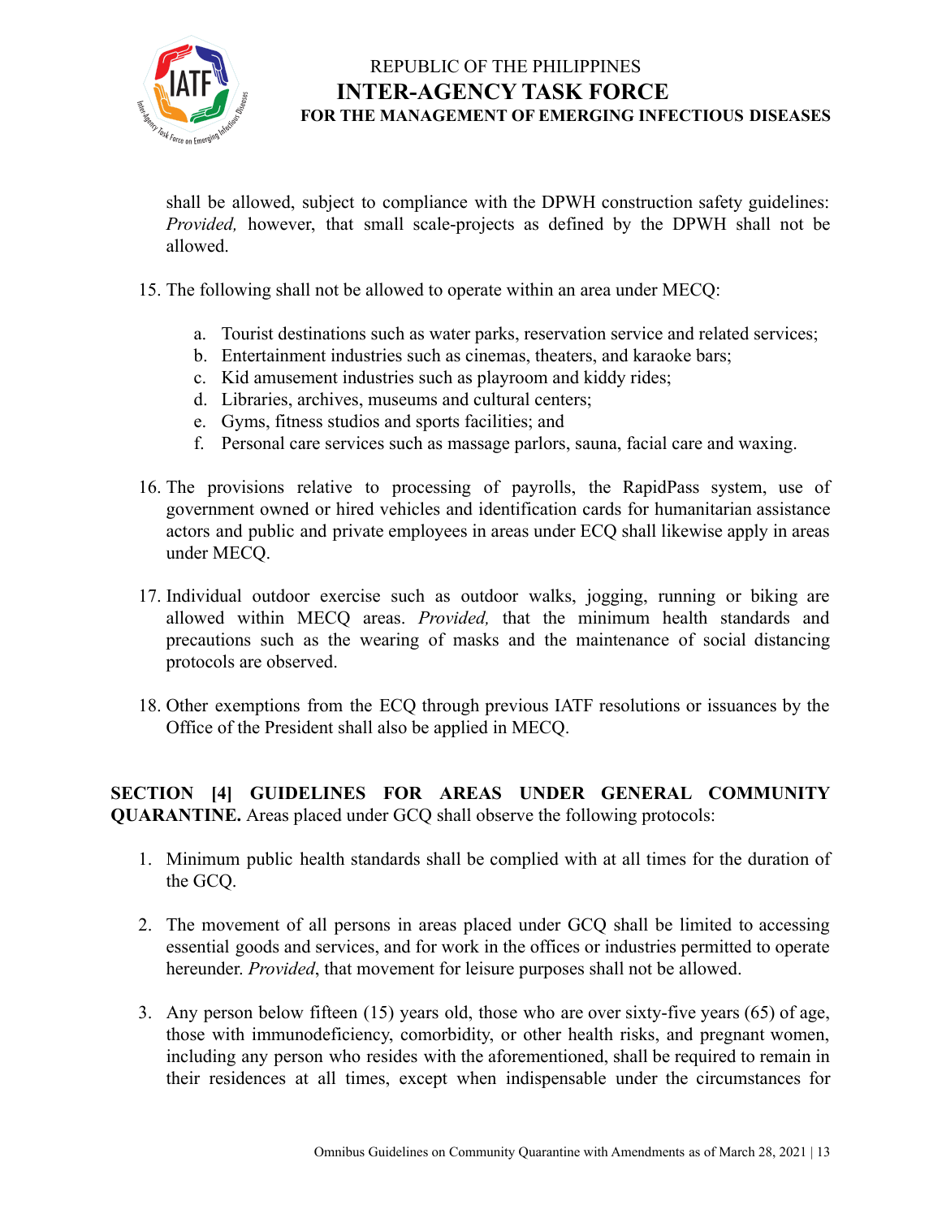shall be allowed, subject to compliance with the DPWH construction safety guidelines: *Provided,* however, that small scale-projects as defined by the DPWH shall not be allowed.

15. The following shall not be allowed to operate within an area under MECQ:

    a. Tourist destinations such as water parks, reservation service and related services;
    b. Entertainment industries such as cinemas, theaters, and karaoke bars;
    c. Kid amusement industries such as playroom and kiddy rides;
    d. Libraries, archives, museums and cultural centers;
    e. Gyms, fitness studios and sports facilities; and
    f. Personal care services such as massage parlors, sauna, facial care and waxing.

16. The provisions relative to processing of payrolls, the RapidPass system, use of government owned or hired vehicles and identification cards for humanitarian assistance actors and public and private employees in areas under ECQ shall likewise apply in areas under MECQ.

17. Individual outdoor exercise such as outdoor walks, jogging, running or biking are allowed within MECQ areas. *Provided,* that the minimum health standards and precautions such as the wearing of masks and the maintenance of social distancing protocols are observed.

18. Other exemptions from the ECQ through previous IATF resolutions or issuances by the Office of the President shall also be applied in MECQ.

**SECTION [4] GUIDELINES FOR AREAS UNDER GENERAL COMMUNITY QUARANTINE.** Areas placed under GCQ shall observe the following protocols:

1. Minimum public health standards shall be complied with at all times for the duration of the GCQ.

2. The movement of all persons in areas placed under GCQ shall be limited to accessing essential goods and services, and for work in the offices or industries permitted to operate hereunder. *Provided*, that movement for leisure purposes shall not be allowed.

3. Any person below fifteen (15) years old, those who are over sixty-five years (65) of age, those with immunodeficiency, comorbidity, or other health risks, and pregnant women, including any person who resides with the aforementioned, shall be required to remain in their residences at all times, except when indispensable under the circumstances for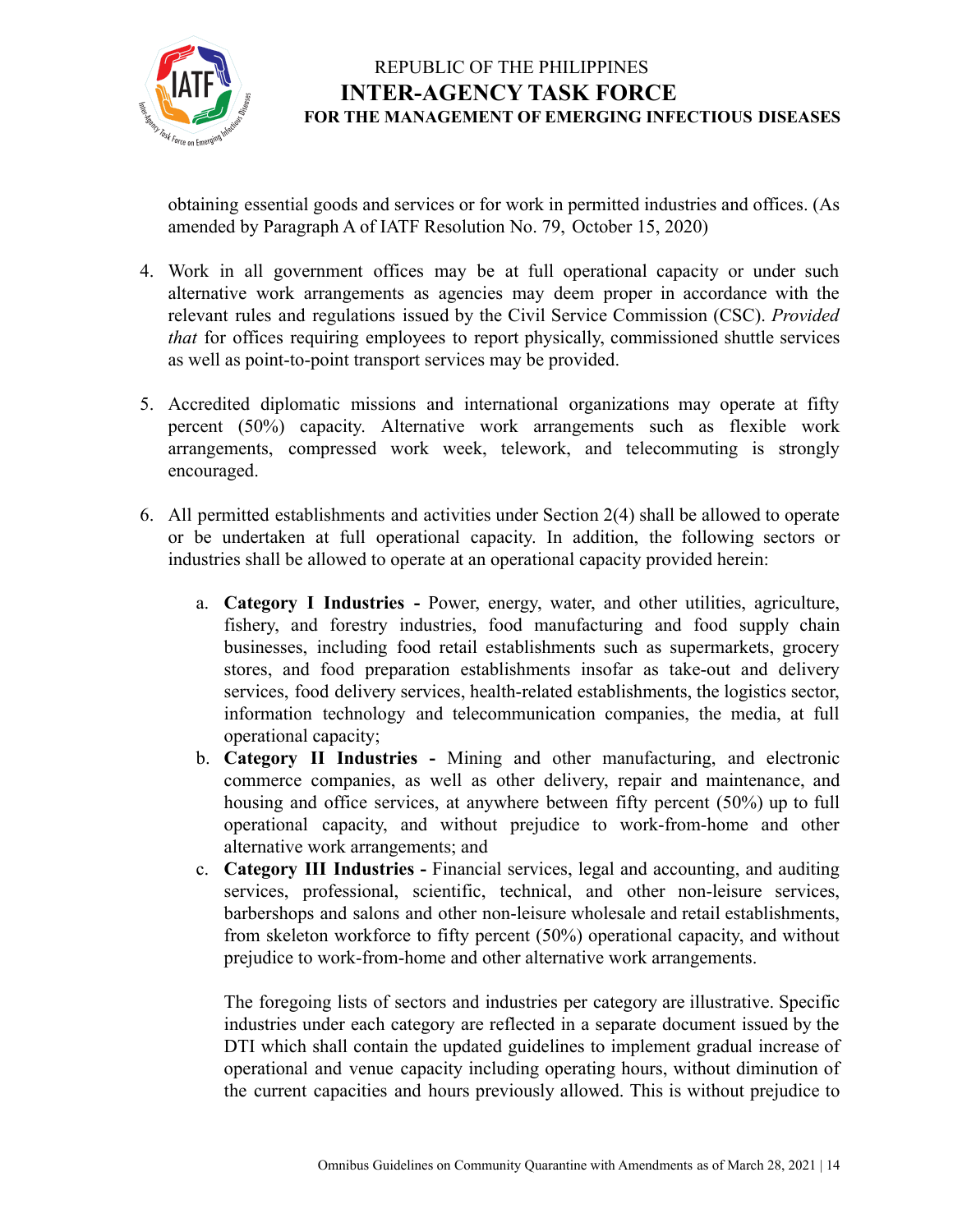obtaining essential goods and services or for work in permitted industries and offices. (As amended by Paragraph A of IATF Resolution No. 79, October 15, 2020)

4. Work in all government offices may be at full operational capacity or under such alternative work arrangements as agencies may deem proper in accordance with the relevant rules and regulations issued by the Civil Service Commission (CSC). *Provided that* for offices requiring employees to report physically, commissioned shuttle services as well as point-to-point transport services may be provided.

5. Accredited diplomatic missions and international organizations may operate at fifty percent (50%) capacity. Alternative work arrangements such as flexible work arrangements, compressed work week, telework, and telecommuting is strongly encouraged.

6. All permitted establishments and activities under Section 2(4) shall be allowed to operate or be undertaken at full operational capacity. In addition, the following sectors or industries shall be allowed to operate at an operational capacity provided herein:

   a. **Category I Industries -** Power, energy, water, and other utilities, agriculture, fishery, and forestry industries, food manufacturing and food supply chain businesses, including food retail establishments such as supermarkets, grocery stores, and food preparation establishments insofar as take-out and delivery services, food delivery services, health-related establishments, the logistics sector, information technology and telecommunication companies, the media, at full operational capacity;
   
   b. **Category II Industries -** Mining and other manufacturing, and electronic commerce companies, as well as other delivery, repair and maintenance, and housing and office services, at anywhere between fifty percent (50%) up to full operational capacity, and without prejudice to work-from-home and other alternative work arrangements; and
   
   c. **Category III Industries -** Financial services, legal and accounting, and auditing services, professional, scientific, technical, and other non-leisure services, barbershops and salons and other non-leisure wholesale and retail establishments, from skeleton workforce to fifty percent (50%) operational capacity, and without prejudice to work-from-home and other alternative work arrangements.

   The foregoing lists of sectors and industries per category are illustrative. Specific industries under each category are reflected in a separate document issued by the DTI which shall contain the updated guidelines to implement gradual increase of operational and venue capacity including operating hours, without diminution of the current capacities and hours previously allowed. This is without prejudice to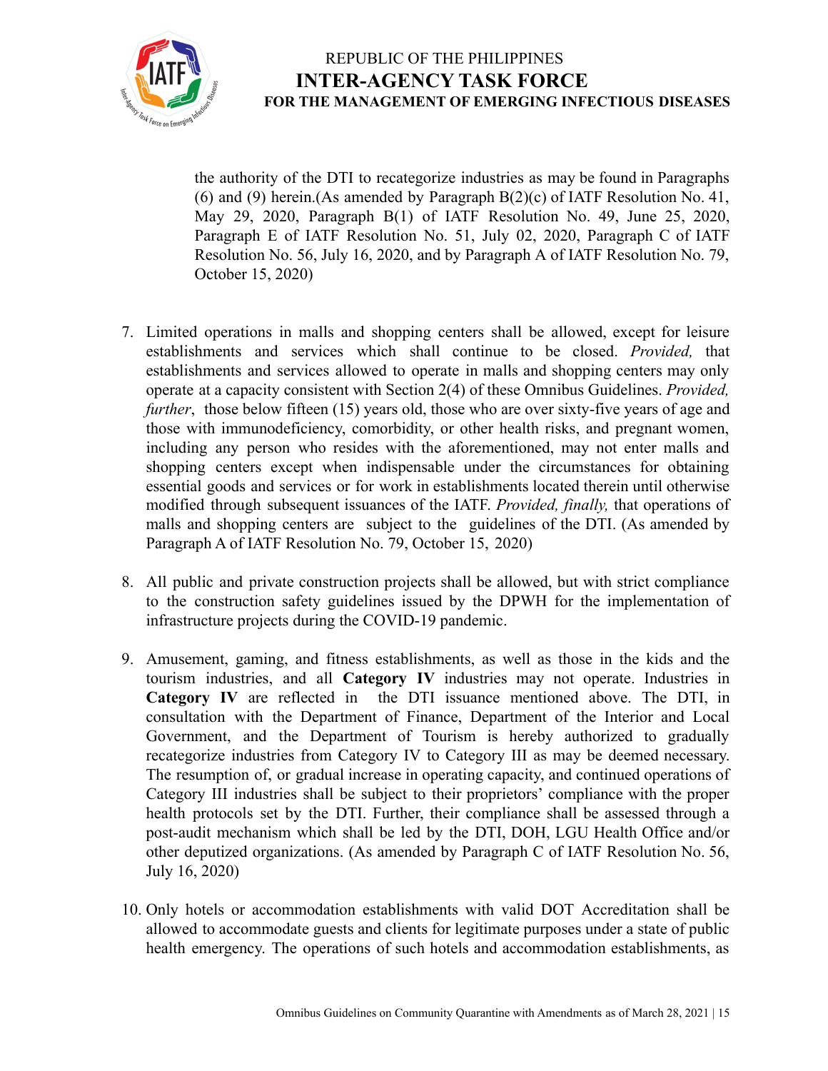the authority of the DTI to recategorize industries as may be found in Paragraphs (6) and (9) herein.(As amended by Paragraph B(2)(c) of IATF Resolution No. 41, May 29, 2020, Paragraph B(1) of IATF Resolution No. 49, June 25, 2020, Paragraph E of IATF Resolution No. 51, July 02, 2020, Paragraph C of IATF Resolution No. 56, July 16, 2020, and by Paragraph A of IATF Resolution No. 79, October 15, 2020)

7. Limited operations in malls and shopping centers shall be allowed, except for leisure establishments and services which shall continue to be closed. *Provided,* that establishments and services allowed to operate in malls and shopping centers may only operate at a capacity consistent with Section 2(4) of these Omnibus Guidelines. *Provided, further*, those below fifteen (15) years old, those who are over sixty-five years of age and those with immunodeficiency, comorbidity, or other health risks, and pregnant women, including any person who resides with the aforementioned, may not enter malls and shopping centers except when indispensable under the circumstances for obtaining essential goods and services or for work in establishments located therein until otherwise modified through subsequent issuances of the IATF. *Provided, finally,* that operations of malls and shopping centers are subject to the guidelines of the DTI. (As amended by Paragraph A of IATF Resolution No. 79, October 15, 2020)

8. All public and private construction projects shall be allowed, but with strict compliance to the construction safety guidelines issued by the DPWH for the implementation of infrastructure projects during the COVID-19 pandemic.

9. Amusement, gaming, and fitness establishments, as well as those in the kids and the tourism industries, and all **Category IV** industries may not operate. Industries in **Category IV** are reflected in the DTI issuance mentioned above. The DTI, in consultation with the Department of Finance, Department of the Interior and Local Government, and the Department of Tourism is hereby authorized to gradually recategorize industries from Category IV to Category III as may be deemed necessary. The resumption of, or gradual increase in operating capacity, and continued operations of Category III industries shall be subject to their proprietors' compliance with the proper health protocols set by the DTI. Further, their compliance shall be assessed through a post-audit mechanism which shall be led by the DTI, DOH, LGU Health Office and/or other deputized organizations. (As amended by Paragraph C of IATF Resolution No. 56, July 16, 2020)

10. Only hotels or accommodation establishments with valid DOT Accreditation shall be allowed to accommodate guests and clients for legitimate purposes under a state of public health emergency. The operations of such hotels and accommodation establishments, as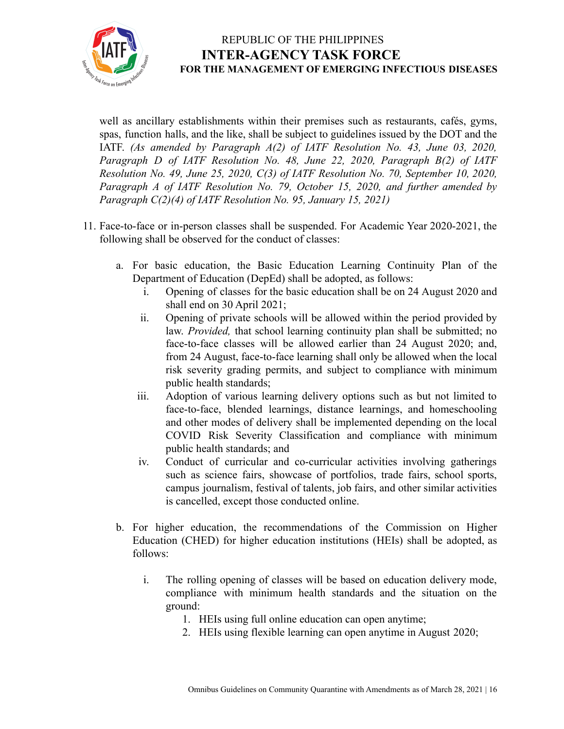well as ancillary establishments within their premises such as restaurants, cafés, gyms, spas, function halls, and the like, shall be subject to guidelines issued by the DOT and the IATF. *(As amended by Paragraph A(2) of IATF Resolution No. 43, June 03, 2020, Paragraph D of IATF Resolution No. 48, June 22, 2020, Paragraph B(2) of IATF Resolution No. 49, June 25, 2020, C(3) of IATF Resolution No. 70, September 10, 2020, Paragraph A of IATF Resolution No. 79, October 15, 2020, and further amended by Paragraph C(2)(4) of IATF Resolution No. 95, January 15, 2021)*

11. Face-to-face or in-person classes shall be suspended. For Academic Year 2020-2021, the following shall be observed for the conduct of classes:

    a. For basic education, the Basic Education Learning Continuity Plan of the Department of Education (DepEd) shall be adopted, as follows:

       i. Opening of classes for the basic education shall be on 24 August 2020 and shall end on 30 April 2021;

       ii. Opening of private schools will be allowed within the period provided by law. *Provided,* that school learning continuity plan shall be submitted; no face-to-face classes will be allowed earlier than 24 August 2020; and, from 24 August, face-to-face learning shall only be allowed when the local risk severity grading permits, and subject to compliance with minimum public health standards;

       iii. Adoption of various learning delivery options such as but not limited to face-to-face, blended learnings, distance learnings, and homeschooling and other modes of delivery shall be implemented depending on the local COVID Risk Severity Classification and compliance with minimum public health standards; and

       iv. Conduct of curricular and co-curricular activities involving gatherings such as science fairs, showcase of portfolios, trade fairs, school sports, campus journalism, festival of talents, job fairs, and other similar activities is cancelled, except those conducted online.

    b. For higher education, the recommendations of the Commission on Higher Education (CHED) for higher education institutions (HEIs) shall be adopted, as follows:

       i. The rolling opening of classes will be based on education delivery mode, compliance with minimum health standards and the situation on the ground:

          1. HEIs using full online education can open anytime;
          2. HEIs using flexible learning can open anytime in August 2020;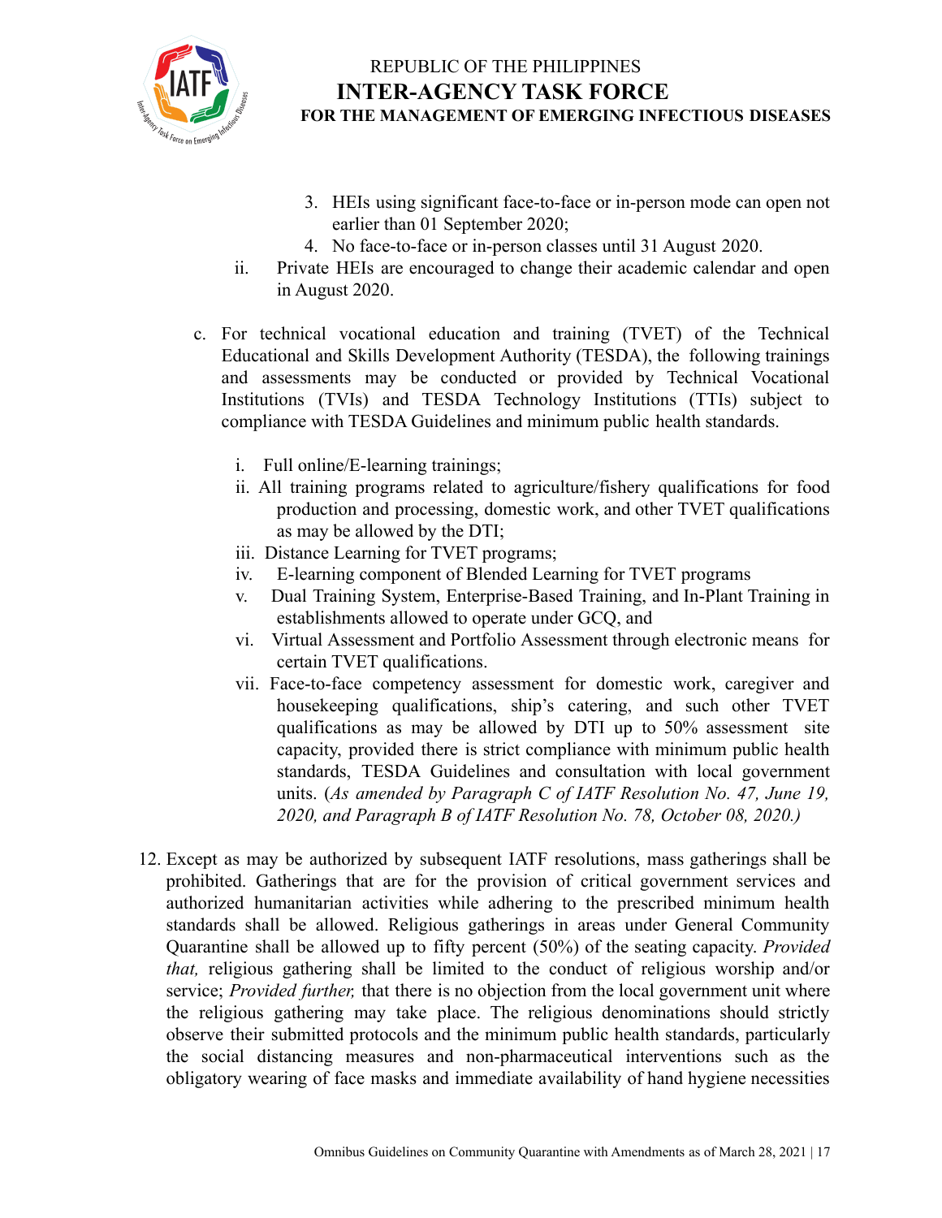3. HEIs using significant face-to-face or in-person mode can open not earlier than 01 September 2020;
4. No face-to-face or in-person classes until 31 August 2020.

ii. Private HEIs are encouraged to change their academic calendar and open in August 2020.

c. For technical vocational education and training (TVET) of the Technical Educational and Skills Development Authority (TESDA), the following trainings and assessments may be conducted or provided by Technical Vocational Institutions (TVIs) and TESDA Technology Institutions (TTIs) subject to compliance with TESDA Guidelines and minimum public health standards.

   i. Full online/E-learning trainings;
   ii. All training programs related to agriculture/fishery qualifications for food production and processing, domestic work, and other TVET qualifications as may be allowed by the DTI;
   iii. Distance Learning for TVET programs;
   iv. E-learning component of Blended Learning for TVET programs
   v. Dual Training System, Enterprise-Based Training, and In-Plant Training in establishments allowed to operate under GCQ, and
   vi. Virtual Assessment and Portfolio Assessment through electronic means for certain TVET qualifications.
   vii. Face-to-face competency assessment for domestic work, caregiver and housekeeping qualifications, ship's catering, and such other TVET qualifications as may be allowed by DTI up to 50% assessment site capacity, provided there is strict compliance with minimum public health standards, TESDA Guidelines and consultation with local government units. (*As amended by Paragraph C of IATF Resolution No. 47, June 19, 2020, and Paragraph B of IATF Resolution No. 78, October 08, 2020.)*

12. Except as may be authorized by subsequent IATF resolutions, mass gatherings shall be prohibited. Gatherings that are for the provision of critical government services and authorized humanitarian activities while adhering to the prescribed minimum health standards shall be allowed. Religious gatherings in areas under General Community Quarantine shall be allowed up to fifty percent (50%) of the seating capacity. *Provided that,* religious gathering shall be limited to the conduct of religious worship and/or service; *Provided further,* that there is no objection from the local government unit where the religious gathering may take place. The religious denominations should strictly observe their submitted protocols and the minimum public health standards, particularly the social distancing measures and non-pharmaceutical interventions such as the obligatory wearing of face masks and immediate availability of hand hygiene necessities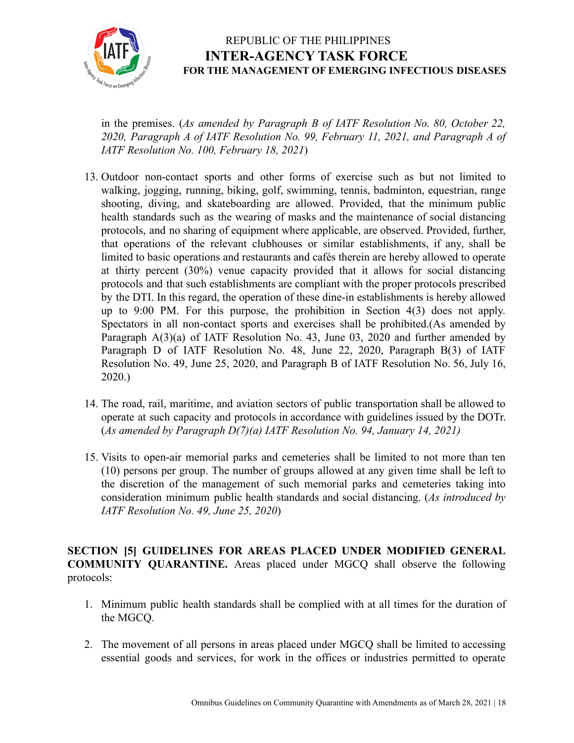in the premises. (*As amended by Paragraph B of IATF Resolution No. 80, October 22, 2020, Paragraph A of IATF Resolution No. 99, February 11, 2021, and Paragraph A of IATF Resolution No. 100, February 18, 2021*)

13. Outdoor non-contact sports and other forms of exercise such as but not limited to walking, jogging, running, biking, golf, swimming, tennis, badminton, equestrian, range shooting, diving, and skateboarding are allowed. Provided, that the minimum public health standards such as the wearing of masks and the maintenance of social distancing protocols, and no sharing of equipment where applicable, are observed. Provided, further, that operations of the relevant clubhouses or similar establishments, if any, shall be limited to basic operations and restaurants and cafés therein are hereby allowed to operate at thirty percent (30%) venue capacity provided that it allows for social distancing protocols and that such establishments are compliant with the proper protocols prescribed by the DTI. In this regard, the operation of these dine-in establishments is hereby allowed up to 9:00 PM. For this purpose, the prohibition in Section 4(3) does not apply. Spectators in all non-contact sports and exercises shall be prohibited.(As amended by Paragraph A(3)(a) of IATF Resolution No. 43, June 03, 2020 and further amended by Paragraph D of IATF Resolution No. 48, June 22, 2020, Paragraph B(3) of IATF Resolution No. 49, June 25, 2020, and Paragraph B of IATF Resolution No. 56, July 16, 2020.)

14. The road, rail, maritime, and aviation sectors of public transportation shall be allowed to operate at such capacity and protocols in accordance with guidelines issued by the DOTr. (*As amended by Paragraph D(7)(a) IATF Resolution No. 94, January 14, 2021)*

15. Visits to open-air memorial parks and cemeteries shall be limited to not more than ten (10) persons per group. The number of groups allowed at any given time shall be left to the discretion of the management of such memorial parks and cemeteries taking into consideration minimum public health standards and social distancing. (*As introduced by IATF Resolution No. 49, June 25, 2020*)

**SECTION [5] GUIDELINES FOR AREAS PLACED UNDER MODIFIED GENERAL COMMUNITY QUARANTINE.** Areas placed under MGCQ shall observe the following protocols:

1. Minimum public health standards shall be complied with at all times for the duration of the MGCQ.

2. The movement of all persons in areas placed under MGCQ shall be limited to accessing essential goods and services, for work in the offices or industries permitted to operate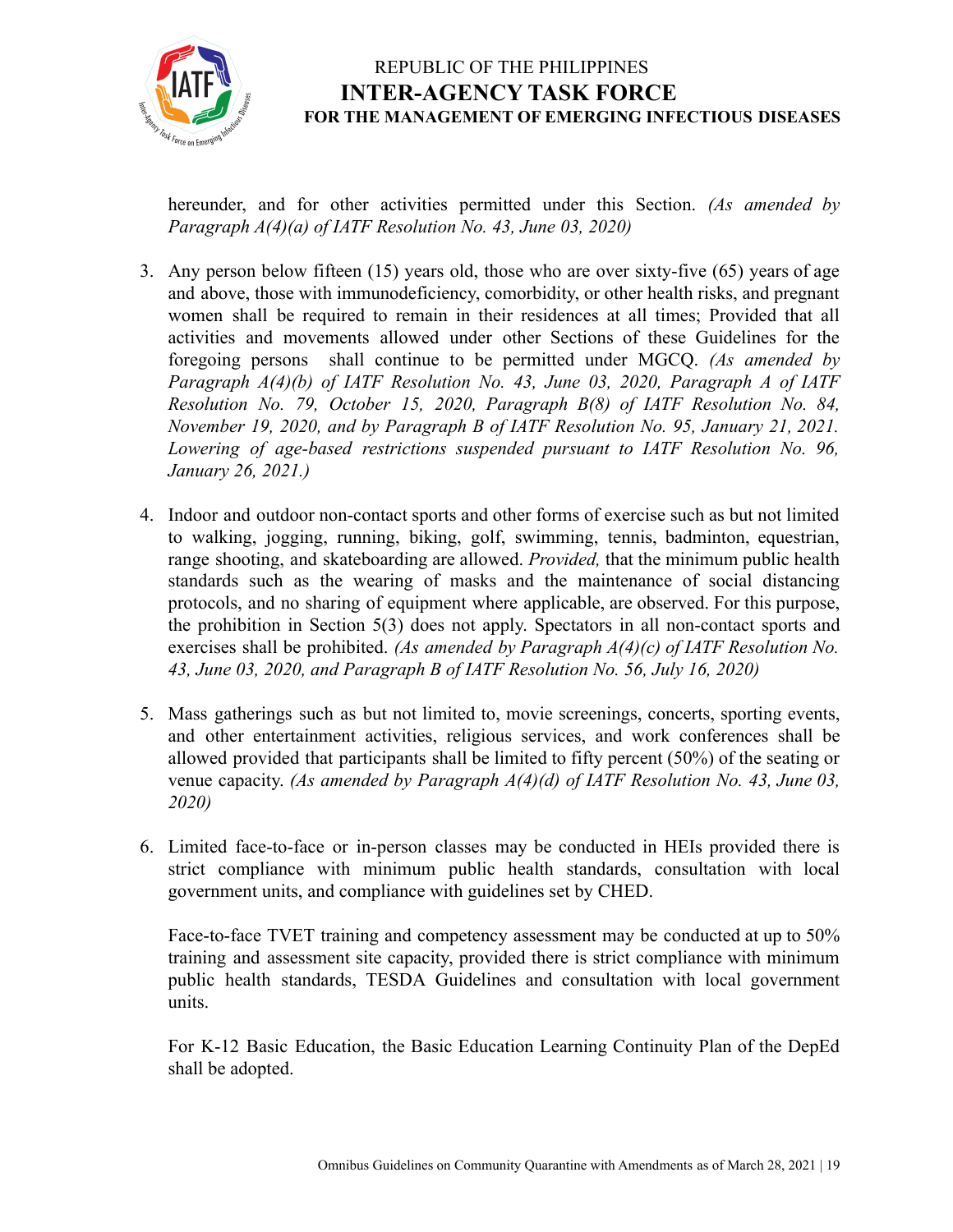hereunder, and for other activities permitted under this Section. *(As amended by Paragraph A(4)(a) of IATF Resolution No. 43, June 03, 2020)*

3. Any person below fifteen (15) years old, those who are over sixty-five (65) years of age and above, those with immunodeficiency, comorbidity, or other health risks, and pregnant women shall be required to remain in their residences at all times; Provided that all activities and movements allowed under other Sections of these Guidelines for the foregoing persons shall continue to be permitted under MGCQ. *(As amended by Paragraph A(4)(b) of IATF Resolution No. 43, June 03, 2020, Paragraph A of IATF Resolution No. 79, October 15, 2020, Paragraph B(8) of IATF Resolution No. 84, November 19, 2020, and by Paragraph B of IATF Resolution No. 95, January 21, 2021. Lowering of age-based restrictions suspended pursuant to IATF Resolution No. 96, January 26, 2021.)*

4. Indoor and outdoor non-contact sports and other forms of exercise such as but not limited to walking, jogging, running, biking, golf, swimming, tennis, badminton, equestrian, range shooting, and skateboarding are allowed. *Provided,* that the minimum public health standards such as the wearing of masks and the maintenance of social distancing protocols, and no sharing of equipment where applicable, are observed. For this purpose, the prohibition in Section 5(3) does not apply. Spectators in all non-contact sports and exercises shall be prohibited. *(As amended by Paragraph A(4)(c) of IATF Resolution No. 43, June 03, 2020, and Paragraph B of IATF Resolution No. 56, July 16, 2020)*

5. Mass gatherings such as but not limited to, movie screenings, concerts, sporting events, and other entertainment activities, religious services, and work conferences shall be allowed provided that participants shall be limited to fifty percent (50%) of the seating or venue capacity. *(As amended by Paragraph A(4)(d) of IATF Resolution No. 43, June 03, 2020)*

6. Limited face-to-face or in-person classes may be conducted in HEIs provided there is strict compliance with minimum public health standards, consultation with local government units, and compliance with guidelines set by CHED.

   Face-to-face TVET training and competency assessment may be conducted at up to 50% training and assessment site capacity, provided there is strict compliance with minimum public health standards, TESDA Guidelines and consultation with local government units.

   For K-12 Basic Education, the Basic Education Learning Continuity Plan of the DepEd shall be adopted.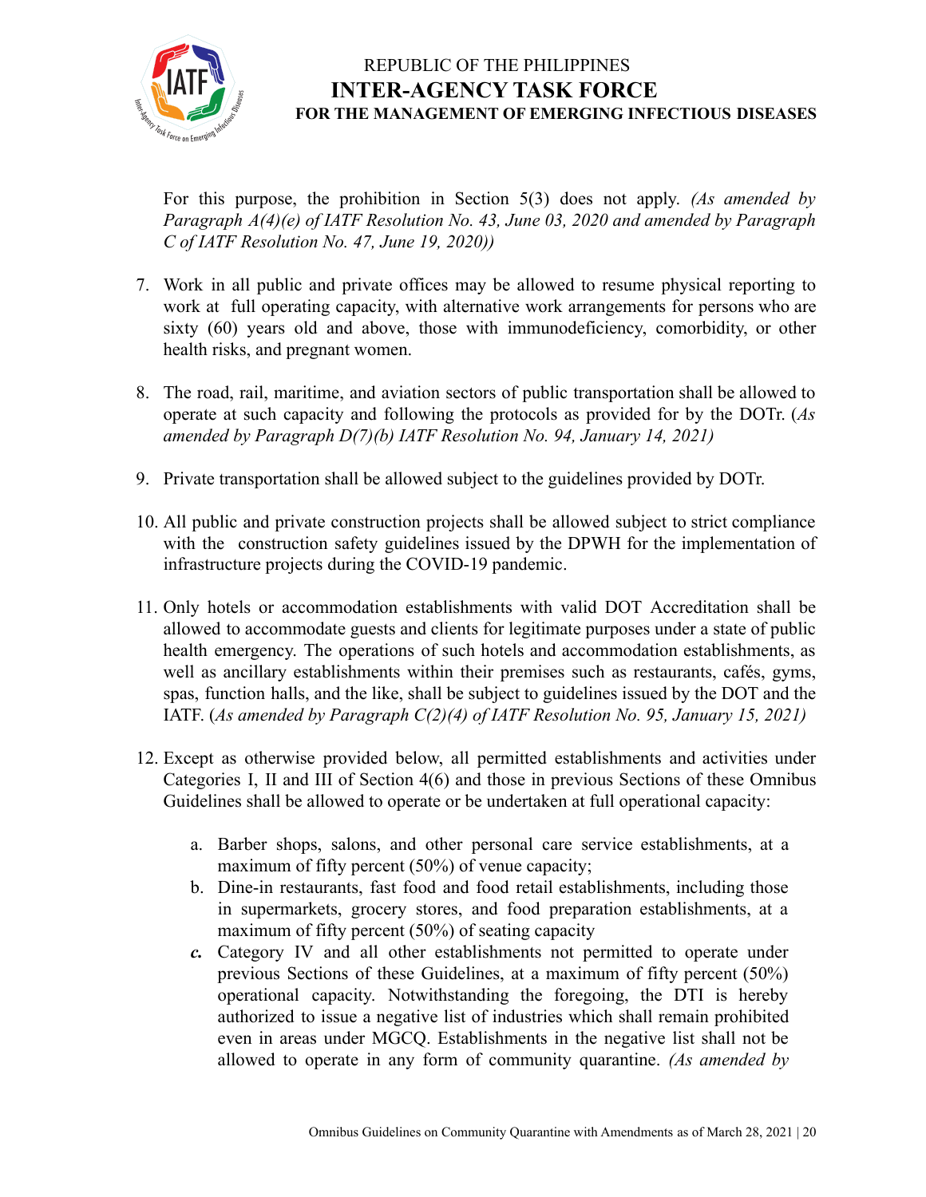For this purpose, the prohibition in Section 5(3) does not apply. *(As amended by Paragraph A(4)(e) of IATF Resolution No. 43, June 03, 2020 and amended by Paragraph C of IATF Resolution No. 47, June 19, 2020))*

7. Work in all public and private offices may be allowed to resume physical reporting to work at full operating capacity, with alternative work arrangements for persons who are sixty (60) years old and above, those with immunodeficiency, comorbidity, or other health risks, and pregnant women.

8. The road, rail, maritime, and aviation sectors of public transportation shall be allowed to operate at such capacity and following the protocols as provided for by the DOTr. (*As amended by Paragraph D(7)(b) IATF Resolution No. 94, January 14, 2021)*

9. Private transportation shall be allowed subject to the guidelines provided by DOTr.

10. All public and private construction projects shall be allowed subject to strict compliance with the construction safety guidelines issued by the DPWH for the implementation of infrastructure projects during the COVID-19 pandemic.

11. Only hotels or accommodation establishments with valid DOT Accreditation shall be allowed to accommodate guests and clients for legitimate purposes under a state of public health emergency. The operations of such hotels and accommodation establishments, as well as ancillary establishments within their premises such as restaurants, cafés, gyms, spas, function halls, and the like, shall be subject to guidelines issued by the DOT and the IATF. (*As amended by Paragraph C(2)(4) of IATF Resolution No. 95, January 15, 2021)*

12. Except as otherwise provided below, all permitted establishments and activities under Categories I, II and III of Section 4(6) and those in previous Sections of these Omnibus Guidelines shall be allowed to operate or be undertaken at full operational capacity:

    a. Barber shops, salons, and other personal care service establishments, at a maximum of fifty percent (50%) of venue capacity;
    b. Dine-in restaurants, fast food and food retail establishments, including those in supermarkets, grocery stores, and food preparation establishments, at a maximum of fifty percent (50%) of seating capacity
    ***c.*** Category IV and all other establishments not permitted to operate under previous Sections of these Guidelines, at a maximum of fifty percent (50%) operational capacity. Notwithstanding the foregoing, the DTI is hereby authorized to issue a negative list of industries which shall remain prohibited even in areas under MGCQ. Establishments in the negative list shall not be allowed to operate in any form of community quarantine. *(As amended by*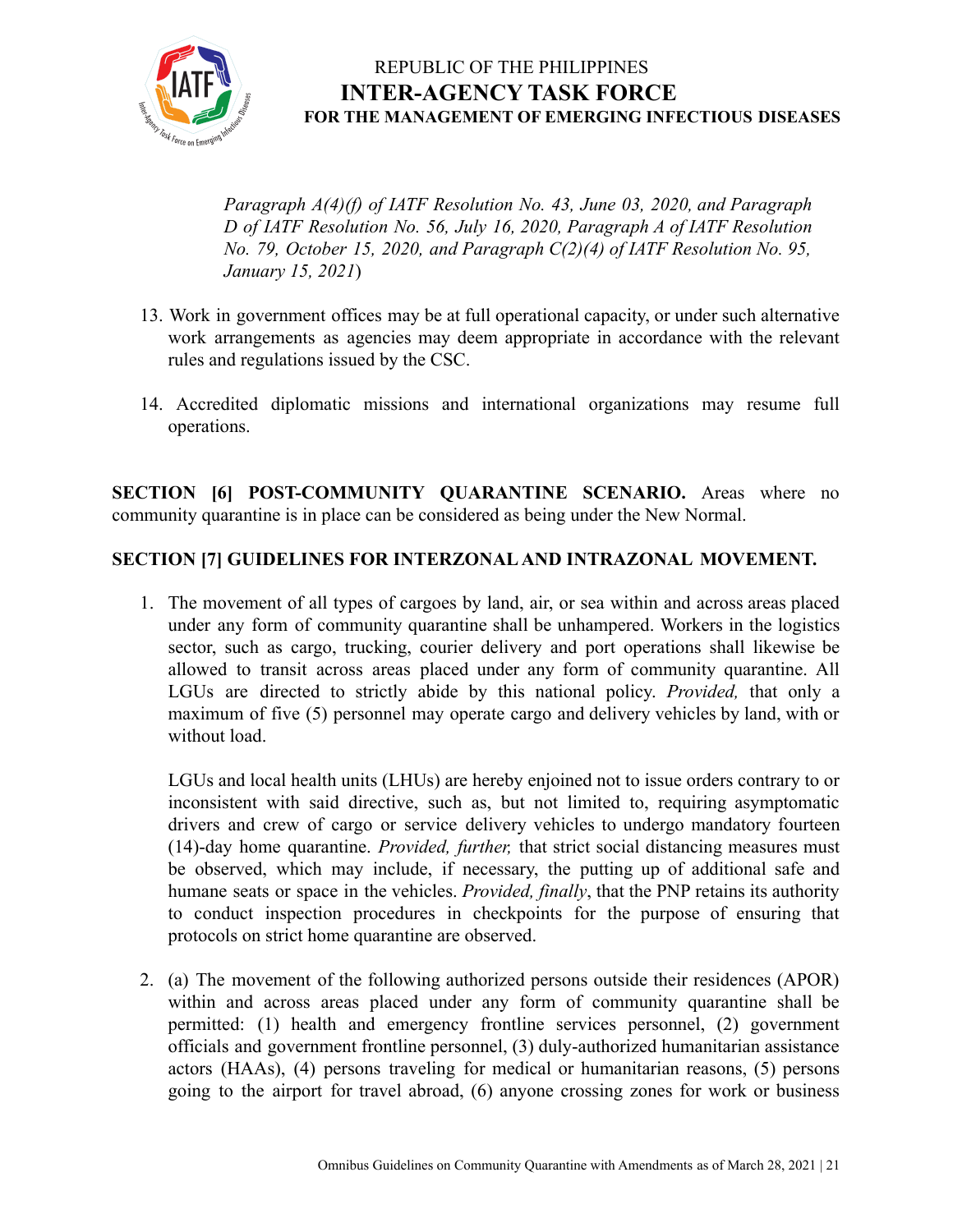*Paragraph A(4)(f) of IATF Resolution No. 43, June 03, 2020, and Paragraph D of IATF Resolution No. 56, July 16, 2020, Paragraph A of IATF Resolution No. 79, October 15, 2020, and Paragraph C(2)(4) of IATF Resolution No. 95, January 15, 2021*)

13. Work in government offices may be at full operational capacity, or under such alternative work arrangements as agencies may deem appropriate in accordance with the relevant rules and regulations issued by the CSC.

14. Accredited diplomatic missions and international organizations may resume full operations.

**SECTION [6] POST-COMMUNITY QUARANTINE SCENARIO.** Areas where no community quarantine is in place can be considered as being under the New Normal.

**SECTION [7] GUIDELINES FOR INTERZONAL AND INTRAZONAL MOVEMENT.**

1. The movement of all types of cargoes by land, air, or sea within and across areas placed under any form of community quarantine shall be unhampered. Workers in the logistics sector, such as cargo, trucking, courier delivery and port operations shall likewise be allowed to transit across areas placed under any form of community quarantine. All LGUs are directed to strictly abide by this national policy. *Provided,* that only a maximum of five (5) personnel may operate cargo and delivery vehicles by land, with or without load.

   LGUs and local health units (LHUs) are hereby enjoined not to issue orders contrary to or inconsistent with said directive, such as, but not limited to, requiring asymptomatic drivers and crew of cargo or service delivery vehicles to undergo mandatory fourteen (14)-day home quarantine. *Provided, further,* that strict social distancing measures must be observed, which may include, if necessary, the putting up of additional safe and humane seats or space in the vehicles. *Provided, finally*, that the PNP retains its authority to conduct inspection procedures in checkpoints for the purpose of ensuring that protocols on strict home quarantine are observed.

2. (a) The movement of the following authorized persons outside their residences (APOR) within and across areas placed under any form of community quarantine shall be permitted: (1) health and emergency frontline services personnel, (2) government officials and government frontline personnel, (3) duly-authorized humanitarian assistance actors (HAAs), (4) persons traveling for medical or humanitarian reasons, (5) persons going to the airport for travel abroad, (6) anyone crossing zones for work or business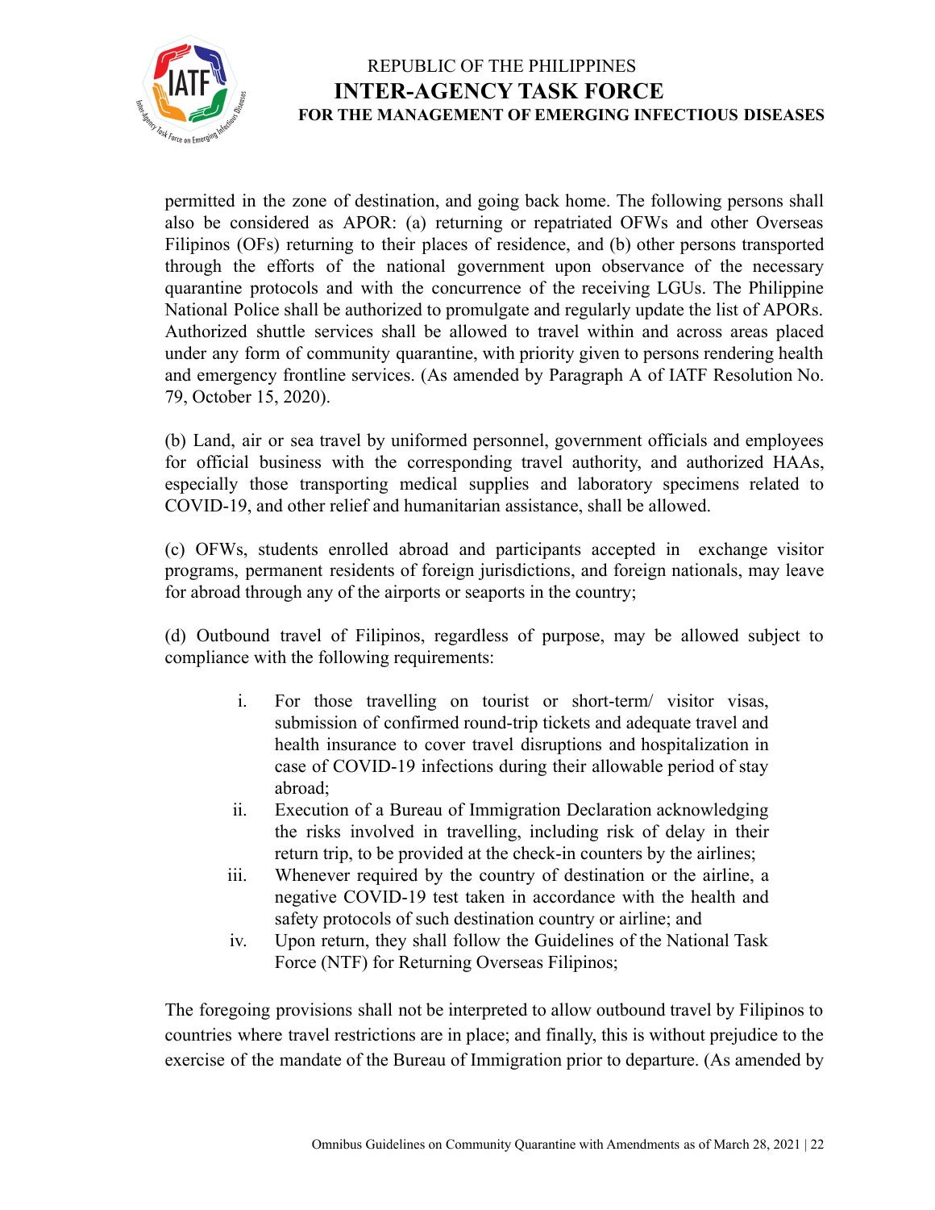permitted in the zone of destination, and going back home. The following persons shall also be considered as APOR: (a) returning or repatriated OFWs and other Overseas Filipinos (OFs) returning to their places of residence, and (b) other persons transported through the efforts of the national government upon observance of the necessary quarantine protocols and with the concurrence of the receiving LGUs. The Philippine National Police shall be authorized to promulgate and regularly update the list of APORs. Authorized shuttle services shall be allowed to travel within and across areas placed under any form of community quarantine, with priority given to persons rendering health and emergency frontline services. (As amended by Paragraph A of IATF Resolution No. 79, October 15, 2020).

(b) Land, air or sea travel by uniformed personnel, government officials and employees for official business with the corresponding travel authority, and authorized HAAs, especially those transporting medical supplies and laboratory specimens related to COVID-19, and other relief and humanitarian assistance, shall be allowed.

(c) OFWs, students enrolled abroad and participants accepted in exchange visitor programs, permanent residents of foreign jurisdictions, and foreign nationals, may leave for abroad through any of the airports or seaports in the country;

(d) Outbound travel of Filipinos, regardless of purpose, may be allowed subject to compliance with the following requirements:

i. For those travelling on tourist or short-term/ visitor visas, submission of confirmed round-trip tickets and adequate travel and health insurance to cover travel disruptions and hospitalization in case of COVID-19 infections during their allowable period of stay abroad;
ii. Execution of a Bureau of Immigration Declaration acknowledging the risks involved in travelling, including risk of delay in their return trip, to be provided at the check-in counters by the airlines;
iii. Whenever required by the country of destination or the airline, a negative COVID-19 test taken in accordance with the health and safety protocols of such destination country or airline; and
iv. Upon return, they shall follow the Guidelines of the National Task Force (NTF) for Returning Overseas Filipinos;

The foregoing provisions shall not be interpreted to allow outbound travel by Filipinos to countries where travel restrictions are in place; and finally, this is without prejudice to the exercise of the mandate of the Bureau of Immigration prior to departure. (As amended by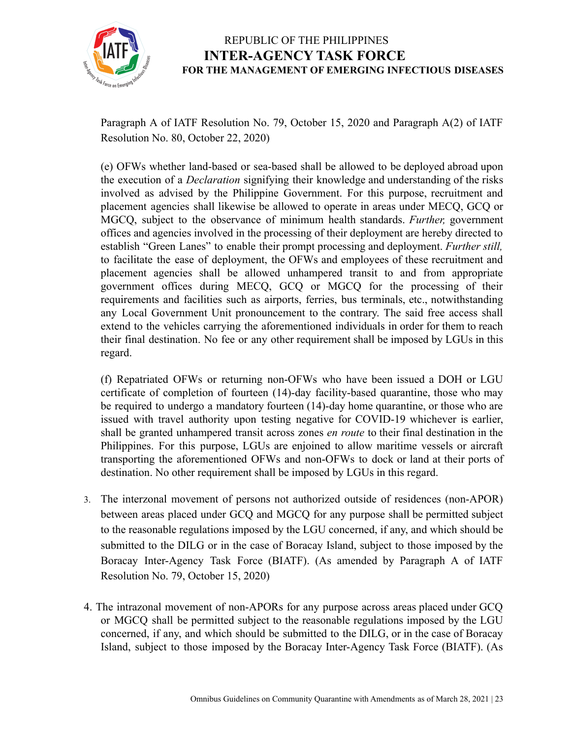Paragraph A of IATF Resolution No. 79, October 15, 2020 and Paragraph A(2) of IATF Resolution No. 80, October 22, 2020)

(e) OFWs whether land-based or sea-based shall be allowed to be deployed abroad upon the execution of a *Declaration* signifying their knowledge and understanding of the risks involved as advised by the Philippine Government. For this purpose, recruitment and placement agencies shall likewise be allowed to operate in areas under MECQ, GCQ or MGCQ, subject to the observance of minimum health standards. *Further,* government offices and agencies involved in the processing of their deployment are hereby directed to establish "Green Lanes" to enable their prompt processing and deployment. *Further still,* to facilitate the ease of deployment, the OFWs and employees of these recruitment and placement agencies shall be allowed unhampered transit to and from appropriate government offices during MECQ, GCQ or MGCQ for the processing of their requirements and facilities such as airports, ferries, bus terminals, etc., notwithstanding any Local Government Unit pronouncement to the contrary. The said free access shall extend to the vehicles carrying the aforementioned individuals in order for them to reach their final destination. No fee or any other requirement shall be imposed by LGUs in this regard.

(f) Repatriated OFWs or returning non-OFWs who have been issued a DOH or LGU certificate of completion of fourteen (14)-day facility-based quarantine, those who may be required to undergo a mandatory fourteen (14)-day home quarantine, or those who are issued with travel authority upon testing negative for COVID-19 whichever is earlier, shall be granted unhampered transit across zones *en route* to their final destination in the Philippines. For this purpose, LGUs are enjoined to allow maritime vessels or aircraft transporting the aforementioned OFWs and non-OFWs to dock or land at their ports of destination. No other requirement shall be imposed by LGUs in this regard.

3. The interzonal movement of persons not authorized outside of residences (non-APOR) between areas placed under GCQ and MGCQ for any purpose shall be permitted subject to the reasonable regulations imposed by the LGU concerned, if any, and which should be submitted to the DILG or in the case of Boracay Island, subject to those imposed by the Boracay Inter-Agency Task Force (BIATF). (As amended by Paragraph A of IATF Resolution No. 79, October 15, 2020)

4. The intrazonal movement of non-APORs for any purpose across areas placed under GCQ or MGCQ shall be permitted subject to the reasonable regulations imposed by the LGU concerned, if any, and which should be submitted to the DILG, or in the case of Boracay Island, subject to those imposed by the Boracay Inter-Agency Task Force (BIATF). (As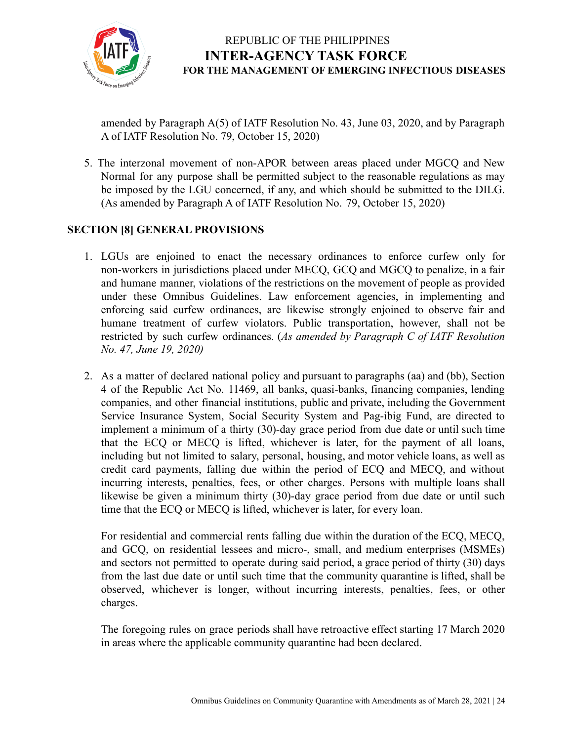amended by Paragraph A(5) of IATF Resolution No. 43, June 03, 2020, and by Paragraph A of IATF Resolution No. 79, October 15, 2020)

5. The interzonal movement of non-APOR between areas placed under MGCQ and New Normal for any purpose shall be permitted subject to the reasonable regulations as may be imposed by the LGU concerned, if any, and which should be submitted to the DILG. (As amended by Paragraph A of IATF Resolution No. 79, October 15, 2020)

## SECTION [8] GENERAL PROVISIONS

1. LGUs are enjoined to enact the necessary ordinances to enforce curfew only for non-workers in jurisdictions placed under MECQ, GCQ and MGCQ to penalize, in a fair and humane manner, violations of the restrictions on the movement of people as provided under these Omnibus Guidelines. Law enforcement agencies, in implementing and enforcing said curfew ordinances, are likewise strongly enjoined to observe fair and humane treatment of curfew violators. Public transportation, however, shall not be restricted by such curfew ordinances. (*As amended by Paragraph C of IATF Resolution No. 47, June 19, 2020)*

2. As a matter of declared national policy and pursuant to paragraphs (aa) and (bb), Section 4 of the Republic Act No. 11469, all banks, quasi-banks, financing companies, lending companies, and other financial institutions, public and private, including the Government Service Insurance System, Social Security System and Pag-ibig Fund, are directed to implement a minimum of a thirty (30)-day grace period from due date or until such time that the ECQ or MECQ is lifted, whichever is later, for the payment of all loans, including but not limited to salary, personal, housing, and motor vehicle loans, as well as credit card payments, falling due within the period of ECQ and MECQ, and without incurring interests, penalties, fees, or other charges. Persons with multiple loans shall likewise be given a minimum thirty (30)-day grace period from due date or until such time that the ECQ or MECQ is lifted, whichever is later, for every loan.

   For residential and commercial rents falling due within the duration of the ECQ, MECQ, and GCQ, on residential lessees and micro-, small, and medium enterprises (MSMEs) and sectors not permitted to operate during said period, a grace period of thirty (30) days from the last due date or until such time that the community quarantine is lifted, shall be observed, whichever is longer, without incurring interests, penalties, fees, or other charges.

   The foregoing rules on grace periods shall have retroactive effect starting 17 March 2020 in areas where the applicable community quarantine had been declared.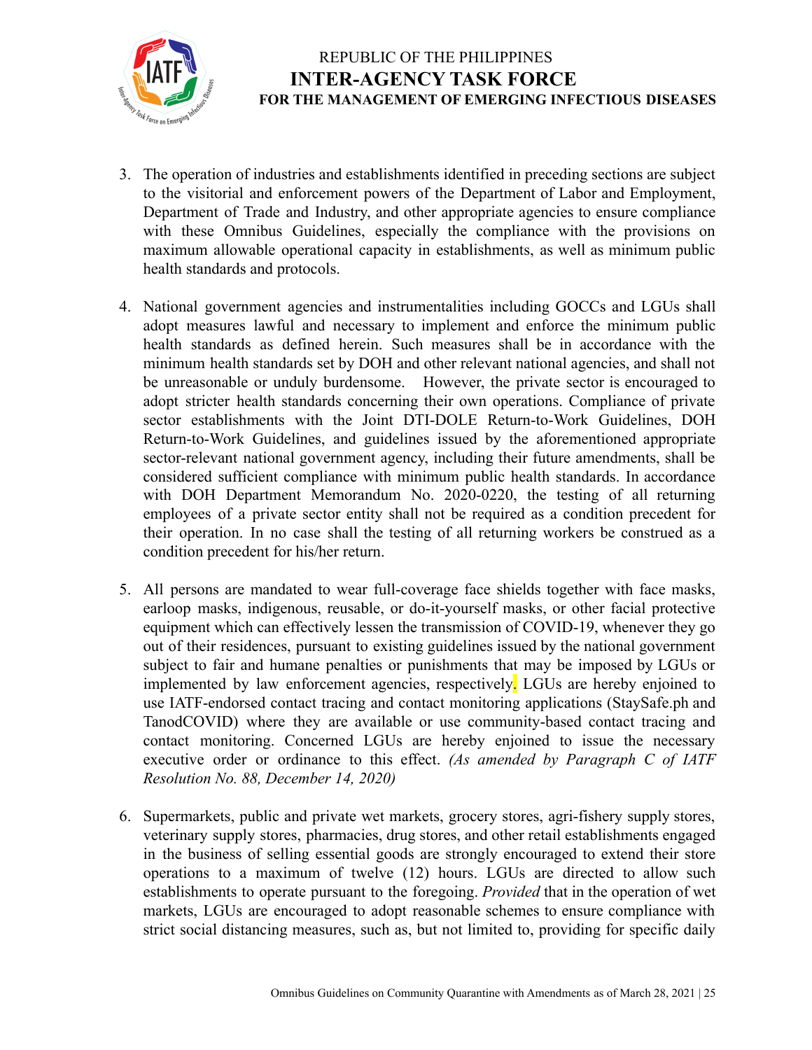3. The operation of industries and establishments identified in preceding sections are subject to the visitorial and enforcement powers of the Department of Labor and Employment, Department of Trade and Industry, and other appropriate agencies to ensure compliance with these Omnibus Guidelines, especially the compliance with the provisions on maximum allowable operational capacity in establishments, as well as minimum public health standards and protocols.

4. National government agencies and instrumentalities including GOCCs and LGUs shall adopt measures lawful and necessary to implement and enforce the minimum public health standards as defined herein. Such measures shall be in accordance with the minimum health standards set by DOH and other relevant national agencies, and shall not be unreasonable or unduly burdensome. However, the private sector is encouraged to adopt stricter health standards concerning their own operations. Compliance of private sector establishments with the Joint DTI-DOLE Return-to-Work Guidelines, DOH Return-to-Work Guidelines, and guidelines issued by the aforementioned appropriate sector-relevant national government agency, including their future amendments, shall be considered sufficient compliance with minimum public health standards. In accordance with DOH Department Memorandum No. 2020-0220, the testing of all returning employees of a private sector entity shall not be required as a condition precedent for their operation. In no case shall the testing of all returning workers be construed as a condition precedent for his/her return.

5. All persons are mandated to wear full-coverage face shields together with face masks, earloop masks, indigenous, reusable, or do-it-yourself masks, or other facial protective equipment which can effectively lessen the transmission of COVID-19, whenever they go out of their residences, pursuant to existing guidelines issued by the national government subject to fair and humane penalties or punishments that may be imposed by LGUs or implemented by law enforcement agencies, respectively. LGUs are hereby enjoined to use IATF-endorsed contact tracing and contact monitoring applications (StaySafe.ph and TanodCOVID) where they are available or use community-based contact tracing and contact monitoring. Concerned LGUs are hereby enjoined to issue the necessary executive order or ordinance to this effect. *(As amended by Paragraph C of IATF Resolution No. 88, December 14, 2020)*

6. Supermarkets, public and private wet markets, grocery stores, agri-fishery supply stores, veterinary supply stores, pharmacies, drug stores, and other retail establishments engaged in the business of selling essential goods are strongly encouraged to extend their store operations to a maximum of twelve (12) hours. LGUs are directed to allow such establishments to operate pursuant to the foregoing. *Provided* that in the operation of wet markets, LGUs are encouraged to adopt reasonable schemes to ensure compliance with strict social distancing measures, such as, but not limited to, providing for specific daily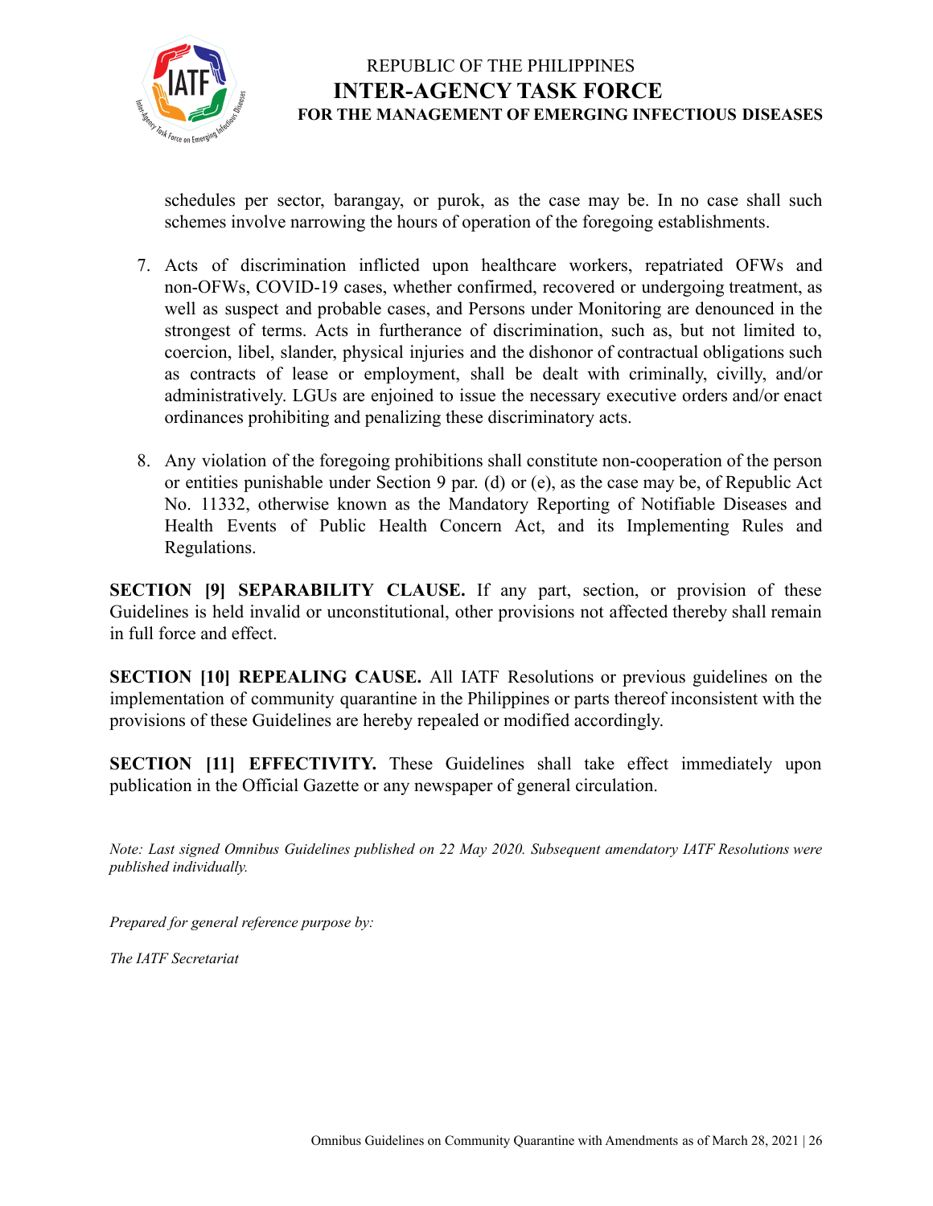schedules per sector, barangay, or purok, as the case may be. In no case shall such schemes involve narrowing the hours of operation of the foregoing establishments.

7. Acts of discrimination inflicted upon healthcare workers, repatriated OFWs and non-OFWs, COVID-19 cases, whether confirmed, recovered or undergoing treatment, as well as suspect and probable cases, and Persons under Monitoring are denounced in the strongest of terms. Acts in furtherance of discrimination, such as, but not limited to, coercion, libel, slander, physical injuries and the dishonor of contractual obligations such as contracts of lease or employment, shall be dealt with criminally, civilly, and/or administratively. LGUs are enjoined to issue the necessary executive orders and/or enact ordinances prohibiting and penalizing these discriminatory acts.

8. Any violation of the foregoing prohibitions shall constitute non-cooperation of the person or entities punishable under Section 9 par. (d) or (e), as the case may be, of Republic Act No. 11332, otherwise known as the Mandatory Reporting of Notifiable Diseases and Health Events of Public Health Concern Act, and its Implementing Rules and Regulations.

**SECTION [9] SEPARABILITY CLAUSE.** If any part, section, or provision of these Guidelines is held invalid or unconstitutional, other provisions not affected thereby shall remain in full force and effect.

**SECTION [10] REPEALING CAUSE.** All IATF Resolutions or previous guidelines on the implementation of community quarantine in the Philippines or parts thereof inconsistent with the provisions of these Guidelines are hereby repealed or modified accordingly.

**SECTION [11] EFFECTIVITY.** These Guidelines shall take effect immediately upon publication in the Official Gazette or any newspaper of general circulation.

*Note: Last signed Omnibus Guidelines published on 22 May 2020. Subsequent amendatory IATF Resolutions were published individually.*

*Prepared for general reference purpose by:*

*The IATF Secretariat*